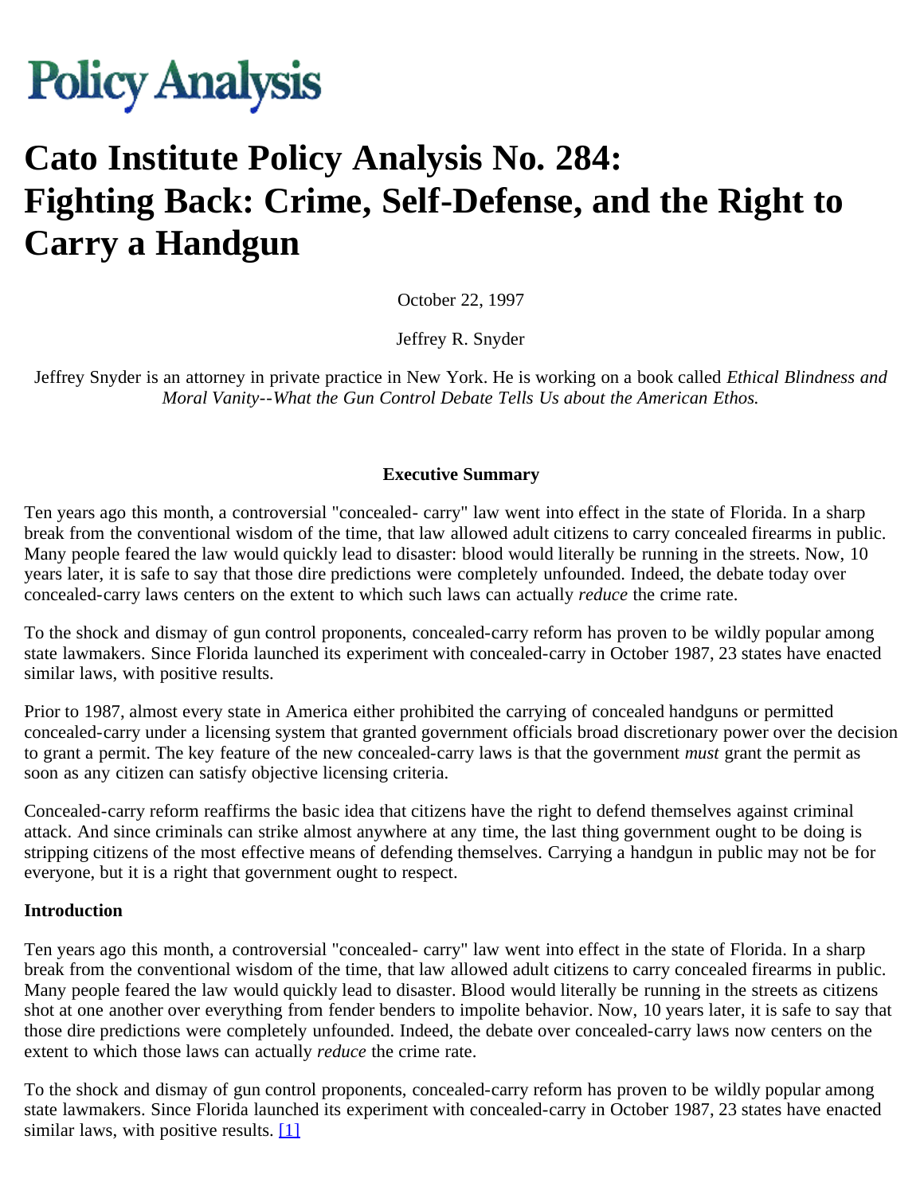# Policy Analysis

# Cato Institute Policy Analysis No. 284: Fighting Back: Crime, Self-Defense, and the Right to Carry a Handgun

October 22, 1997

Jeffrey R. Snyder

Jeffrey Snyder is an attorney in private practice in New York. He is working on a book called *Ethical Blindness and Moral Vanity--What the Gun Control Debate Tells Us about the American Ethos.*

**Executive Summary**

Ten years ago this month, a controversial "concealed- carry" law went into effect in the state of Florida. In a sharp break from the conventional wisdom of the time, that law allowed adult citizens to carry concealed firearms in public. Many people feared the law would quickly lead to disaster: blood would literally be running in the streets. Now, 10 years later, it is safe to say that those dire predictions were completely unfounded. Indeed, the debate today over concealed-carry laws centers on the extent to which such laws can actually *reduce* the crime rate.

To the shock and dismay of gun control proponents, concealed-carry reform has proven to be wildly popular among state lawmakers. Since Florida launched its experiment with concealed-carry in October 1987, 23 states have enacted similar laws, with positive results.

Prior to 1987, almost every state in America either prohibited the carrying of concealed handguns or permitted concealed-carry under a licensing system that granted government officials broad discretionary power over the decision to grant a permit. The key feature of the new concealed-carry laws is that the government *must* grant the permit as soon as any citizen can satisfy objective licensing criteria.

Concealed-carry reform reaffirms the basic idea that citizens have the right to defend themselves against criminal attack. And since criminals can strike almost anywhere at any time, the last thing government ought to be doing is stripping citizens of the most effective means of defending themselves. Carrying a handgun in public may not be for everyone, but it is a right that government ought to respect.

**Introduction**

Ten years ago this month, a controversial "concealed- carry" law went into effect in the state of Florida. In a sharp break from the conventional wisdom of the time, that law allowed adult citizens to carry concealed firearms in public. Many people feared the law would quickly lead to disaster. Blood would literally be running in the streets as citizens shot at one another over everything from fender benders to impolite behavior. Now, 10 years later, it is safe to say that those dire predictions were completely unfounded. Indeed, the debate over concealed-carry laws now centers on the extent to which those laws can actually *reduce* the crime rate.

To the shock and dismay of gun control proponents, concealed-carry reform has proven to be wildly popular among state lawmakers. Since Florida launched its experiment with concealed-carry in October 1987, 23 states have enacted similar laws, with positive results. [1]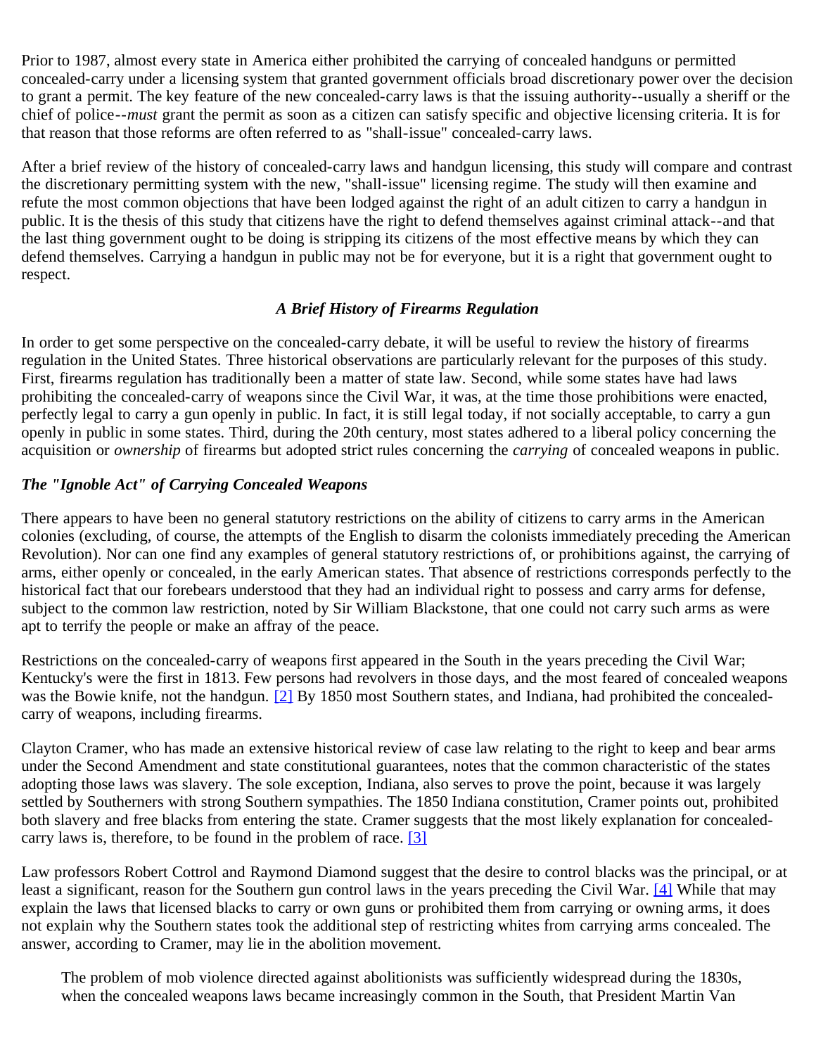Prior to 1987, almost every state in America either prohibited the carrying of concealed handguns or permitted concealed-carry under a licensing system that granted government officials broad discretionary power over the decision to grant a permit. The key feature of the new concealed-carry laws is that the issuing authority--usually a sheriff or the chief of police--*must* grant the permit as soon as a citizen can satisfy specific and objective licensing criteria. It is for that reason that those reforms are often referred to as "shall-issue" concealed-carry laws.

After a brief review of the history of concealed-carry laws and handgun licensing, this study will compare and contrast the discretionary permitting system with the new, "shall-issue" licensing regime. The study will then examine and refute the most common objections that have been lodged against the right of an adult citizen to carry a handgun in public. It is the thesis of this study that citizens have the right to defend themselves against criminal attack--and that the last thing government ought to be doing is stripping its citizens of the most effective means by which they can defend themselves. Carrying a handgun in public may not be for everyone, but it is a right that government ought to respect.

### *A Brief History of Firearms Regulation*

In order to get some perspective on the concealed-carry debate, it will be useful to review the history of firearms regulation in the United States. Three historical observations are particularly relevant for the purposes of this study. First, firearms regulation has traditionally been a matter of state law. Second, while some states have had laws prohibiting the concealed-carry of weapons since the Civil War, it was, at the time those prohibitions were enacted, perfectly legal to carry a gun openly in public. In fact, it is still legal today, if not socially acceptable, to carry a gun openly in public in some states. Third, during the 20th century, most states adhered to a liberal policy concerning the acquisition or *ownership* of firearms but adopted strict rules concerning the *carrying* of concealed weapons in public.

#### *The "Ignoble Act" of Carrying Concealed Weapons*

There appears to have been no general statutory restrictions on the ability of citizens to carry arms in the American colonies (excluding, of course, the attempts of the English to disarm the colonists immediately preceding the American Revolution). Nor can one find any examples of general statutory restrictions of, or prohibitions against, the carrying of arms, either openly or concealed, in the early American states. That absence of restrictions corresponds perfectly to the historical fact that our forebears understood that they had an individual right to possess and carry arms for defense, subject to the common law restriction, noted by Sir William Blackstone, that one could not carry such arms as were apt to terrify the people or make an affray of the peace.

Restrictions on the concealed-carry of weapons first appeared in the South in the years preceding the Civil War; Kentucky's were the first in 1813. Few persons had revolvers in those days, and the most feared of concealed weapons was the Bowie knife, not the handgun. [2] By 1850 most Southern states, and Indiana, had prohibited the concealed-carry of weapons, including firearms.

Clayton Cramer, who has made an extensive historical review of case law relating to the right to keep and bear arms under the Second Amendment and state constitutional guarantees, notes that the common characteristic of the states adopting those laws was slavery. The sole exception, Indiana, also serves to prove the point, because it was largely settled by Southerners with strong Southern sympathies. The 1850 Indiana constitution, Cramer points out, prohibited both slavery and free blacks from entering the state. Cramer suggests that the most likely explanation for concealed-carry laws is, therefore, to be found in the problem of race. [3]

Law professors Robert Cottrol and Raymond Diamond suggest that the desire to control blacks was the principal, or at least a significant, reason for the Southern gun control laws in the years preceding the Civil War. [4] While that may explain the laws that licensed blacks to carry or own guns or prohibited them from carrying or owning arms, it does not explain why the Southern states took the additional step of restricting whites from carrying arms concealed. The answer, according to Cramer, may lie in the abolition movement.

> The problem of mob violence directed against abolitionists was sufficiently widespread during the 1830s, when the concealed weapons laws became increasingly common in the South, that President Martin Van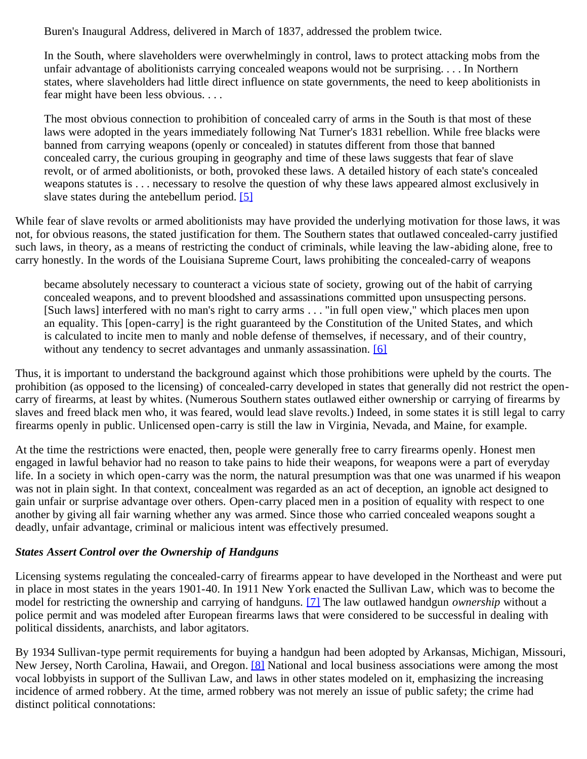Buren's Inaugural Address, delivered in March of 1837, addressed the problem twice.

> In the South, where slaveholders were overwhelmingly in control, laws to protect attacking mobs from the unfair advantage of abolitionists carrying concealed weapons would not be surprising. . . . In Northern states, where slaveholders had little direct influence on state governments, the need to keep abolitionists in fear might have been less obvious. . . .
>
> The most obvious connection to prohibition of concealed carry of arms in the South is that most of these laws were adopted in the years immediately following Nat Turner's 1831 rebellion. While free blacks were banned from carrying weapons (openly or concealed) in statutes different from those that banned concealed carry, the curious grouping in geography and time of these laws suggests that fear of slave revolt, or of armed abolitionists, or both, provoked these laws. A detailed history of each state's concealed weapons statutes is . . . necessary to resolve the question of why these laws appeared almost exclusively in slave states during the antebellum period. [5]

While fear of slave revolts or armed abolitionists may have provided the underlying motivation for those laws, it was not, for obvious reasons, the stated justification for them. The Southern states that outlawed concealed-carry justified such laws, in theory, as a means of restricting the conduct of criminals, while leaving the law-abiding alone, free to carry honestly. In the words of the Louisiana Supreme Court, laws prohibiting the concealed-carry of weapons

> became absolutely necessary to counteract a vicious state of society, growing out of the habit of carrying concealed weapons, and to prevent bloodshed and assassinations committed upon unsuspecting persons. [Such laws] interfered with no man's right to carry arms . . . "in full open view," which places men upon an equality. This [open-carry] is the right guaranteed by the Constitution of the United States, and which is calculated to incite men to manly and noble defense of themselves, if necessary, and of their country, without any tendency to secret advantages and unmanly assassination. [6]

Thus, it is important to understand the background against which those prohibitions were upheld by the courts. The prohibition (as opposed to the licensing) of concealed-carry developed in states that generally did not restrict the open-carry of firearms, at least by whites. (Numerous Southern states outlawed either ownership or carrying of firearms by slaves and freed black men who, it was feared, would lead slave revolts.) Indeed, in some states it is still legal to carry firearms openly in public. Unlicensed open-carry is still the law in Virginia, Nevada, and Maine, for example.

At the time the restrictions were enacted, then, people were generally free to carry firearms openly. Honest men engaged in lawful behavior had no reason to take pains to hide their weapons, for weapons were a part of everyday life. In a society in which open-carry was the norm, the natural presumption was that one was unarmed if his weapon was not in plain sight. In that context, concealment was regarded as an act of deception, an ignoble act designed to gain unfair or surprise advantage over others. Open-carry placed men in a position of equality with respect to one another by giving all fair warning whether any was armed. Since those who carried concealed weapons sought a deadly, unfair advantage, criminal or malicious intent was effectively presumed.

### *States Assert Control over the Ownership of Handguns*

Licensing systems regulating the concealed-carry of firearms appear to have developed in the Northeast and were put in place in most states in the years 1901-40. In 1911 New York enacted the Sullivan Law, which was to become the model for restricting the ownership and carrying of handguns. [7] The law outlawed handgun *ownership* without a police permit and was modeled after European firearms laws that were considered to be successful in dealing with political dissidents, anarchists, and labor agitators.

By 1934 Sullivan-type permit requirements for buying a handgun had been adopted by Arkansas, Michigan, Missouri, New Jersey, North Carolina, Hawaii, and Oregon. [8] National and local business associations were among the most vocal lobbyists in support of the Sullivan Law, and laws in other states modeled on it, emphasizing the increasing incidence of armed robbery. At the time, armed robbery was not merely an issue of public safety; the crime had distinct political connotations: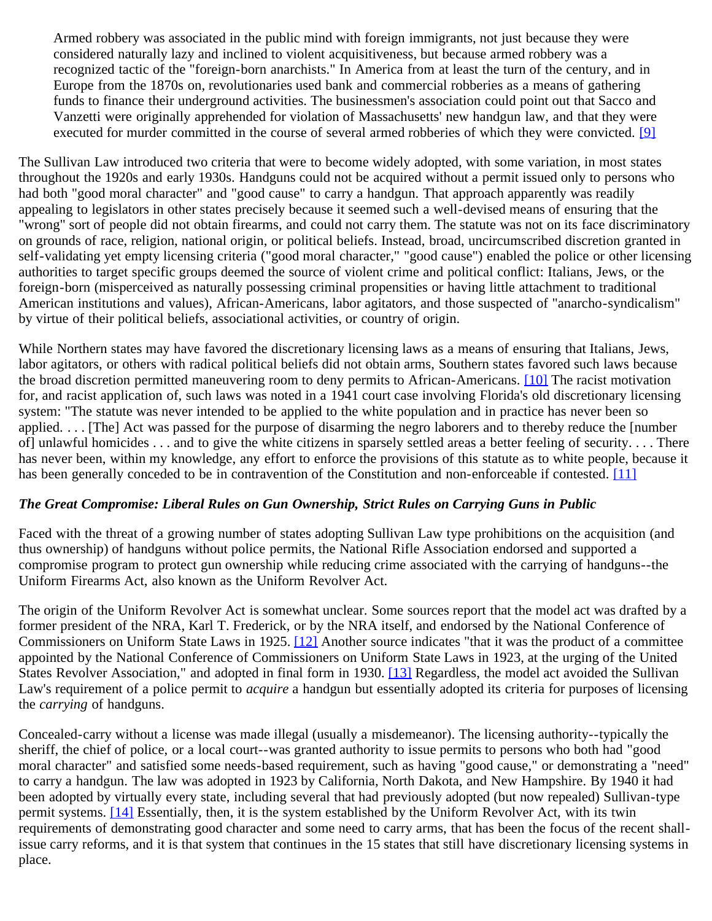> Armed robbery was associated in the public mind with foreign immigrants, not just because they were considered naturally lazy and inclined to violent acquisitiveness, but because armed robbery was a recognized tactic of the "foreign-born anarchists." In America from at least the turn of the century, and in Europe from the 1870s on, revolutionaries used bank and commercial robberies as a means of gathering funds to finance their underground activities. The businessmen's association could point out that Sacco and Vanzetti were originally apprehended for violation of Massachusetts' new handgun law, and that they were executed for murder committed in the course of several armed robberies of which they were convicted. [9]

The Sullivan Law introduced two criteria that were to become widely adopted, with some variation, in most states throughout the 1920s and early 1930s. Handguns could not be acquired without a permit issued only to persons who had both "good moral character" and "good cause" to carry a handgun. That approach apparently was readily appealing to legislators in other states precisely because it seemed such a well-devised means of ensuring that the "wrong" sort of people did not obtain firearms, and could not carry them. The statute was not on its face discriminatory on grounds of race, religion, national origin, or political beliefs. Instead, broad, uncircumscribed discretion granted in self-validating yet empty licensing criteria ("good moral character," "good cause") enabled the police or other licensing authorities to target specific groups deemed the source of violent crime and political conflict: Italians, Jews, or the foreign-born (misperceived as naturally possessing criminal propensities or having little attachment to traditional American institutions and values), African-Americans, labor agitators, and those suspected of "anarcho-syndicalism" by virtue of their political beliefs, associational activities, or country of origin.

While Northern states may have favored the discretionary licensing laws as a means of ensuring that Italians, Jews, labor agitators, or others with radical political beliefs did not obtain arms, Southern states favored such laws because the broad discretion permitted maneuvering room to deny permits to African-Americans. [10] The racist motivation for, and racist application of, such laws was noted in a 1941 court case involving Florida's old discretionary licensing system: "The statute was never intended to be applied to the white population and in practice has never been so applied. . . . [The] Act was passed for the purpose of disarming the negro laborers and to thereby reduce the [number of] unlawful homicides . . . and to give the white citizens in sparsely settled areas a better feeling of security. . . . There has never been, within my knowledge, any effort to enforce the provisions of this statute as to white people, because it has been generally conceded to be in contravention of the Constitution and non-enforceable if contested. [11]

### *The Great Compromise: Liberal Rules on Gun Ownership, Strict Rules on Carrying Guns in Public*

Faced with the threat of a growing number of states adopting Sullivan Law type prohibitions on the acquisition (and thus ownership) of handguns without police permits, the National Rifle Association endorsed and supported a compromise program to protect gun ownership while reducing crime associated with the carrying of handguns--the Uniform Firearms Act, also known as the Uniform Revolver Act.

The origin of the Uniform Revolver Act is somewhat unclear. Some sources report that the model act was drafted by a former president of the NRA, Karl T. Frederick, or by the NRA itself, and endorsed by the National Conference of Commissioners on Uniform State Laws in 1925. [12] Another source indicates "that it was the product of a committee appointed by the National Conference of Commissioners on Uniform State Laws in 1923, at the urging of the United States Revolver Association," and adopted in final form in 1930. [13] Regardless, the model act avoided the Sullivan Law's requirement of a police permit to *acquire* a handgun but essentially adopted its criteria for purposes of licensing the *carrying* of handguns.

Concealed-carry without a license was made illegal (usually a misdemeanor). The licensing authority--typically the sheriff, the chief of police, or a local court--was granted authority to issue permits to persons who both had "good moral character" and satisfied some needs-based requirement, such as having "good cause," or demonstrating a "need" to carry a handgun. The law was adopted in 1923 by California, North Dakota, and New Hampshire. By 1940 it had been adopted by virtually every state, including several that had previously adopted (but now repealed) Sullivan-type permit systems. [14] Essentially, then, it is the system established by the Uniform Revolver Act, with its twin requirements of demonstrating good character and some need to carry arms, that has been the focus of the recent shall-issue carry reforms, and it is that system that continues in the 15 states that still have discretionary licensing systems in place.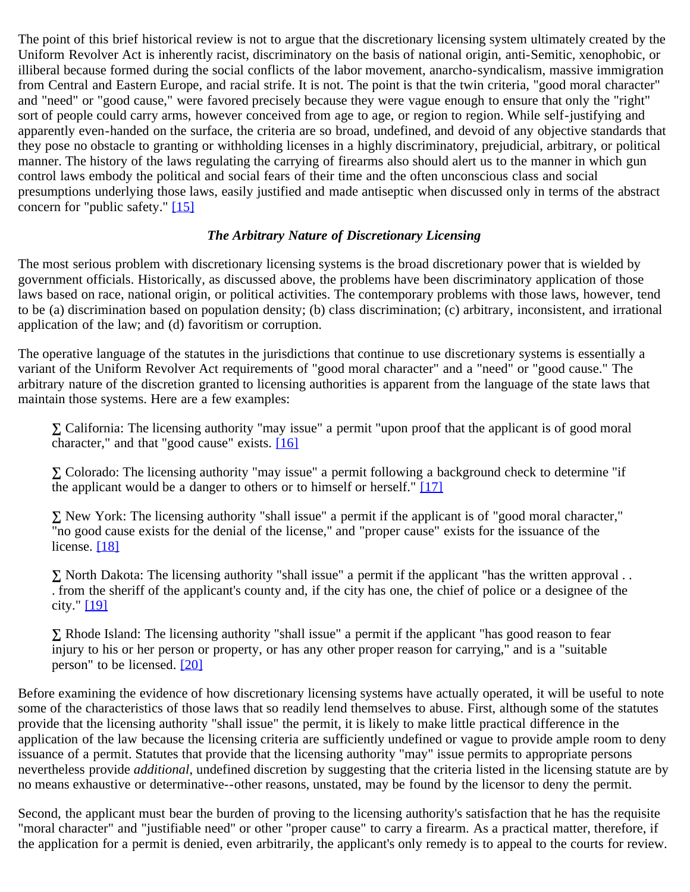The point of this brief historical review is not to argue that the discretionary licensing system ultimately created by the Uniform Revolver Act is inherently racist, discriminatory on the basis of national origin, anti-Semitic, xenophobic, or illiberal because formed during the social conflicts of the labor movement, anarcho-syndicalism, massive immigration from Central and Eastern Europe, and racial strife. It is not. The point is that the twin criteria, "good moral character" and "need" or "good cause," were favored precisely because they were vague enough to ensure that only the "right" sort of people could carry arms, however conceived from age to age, or region to region. While self-justifying and apparently even-handed on the surface, the criteria are so broad, undefined, and devoid of any objective standards that they pose no obstacle to granting or withholding licenses in a highly discriminatory, prejudicial, arbitrary, or political manner. The history of the laws regulating the carrying of firearms also should alert us to the manner in which gun control laws embody the political and social fears of their time and the often unconscious class and social presumptions underlying those laws, easily justified and made antiseptic when discussed only in terms of the abstract concern for "public safety." [15]

### *The Arbitrary Nature of Discretionary Licensing*

The most serious problem with discretionary licensing systems is the broad discretionary power that is wielded by government officials. Historically, as discussed above, the problems have been discriminatory application of those laws based on race, national origin, or political activities. The contemporary problems with those laws, however, tend to be (a) discrimination based on population density; (b) class discrimination; (c) arbitrary, inconsistent, and irrational application of the law; and (d) favoritism or corruption.

The operative language of the statutes in the jurisdictions that continue to use discretionary systems is essentially a variant of the Uniform Revolver Act requirements of "good moral character" and a "need" or "good cause." The arbitrary nature of the discretion granted to licensing authorities is apparent from the language of the state laws that maintain those systems. Here are a few examples:

- California: The licensing authority "may issue" a permit "upon proof that the applicant is of good moral character," and that "good cause" exists. [16]
- Colorado: The licensing authority "may issue" a permit following a background check to determine "if the applicant would be a danger to others or to himself or herself." [17]
- New York: The licensing authority "shall issue" a permit if the applicant is of "good moral character," "no good cause exists for the denial of the license," and "proper cause" exists for the issuance of the license. [18]
- North Dakota: The licensing authority "shall issue" a permit if the applicant "has the written approval . . . from the sheriff of the applicant's county and, if the city has one, the chief of police or a designee of the city." [19]
- Rhode Island: The licensing authority "shall issue" a permit if the applicant "has good reason to fear injury to his or her person or property, or has any other proper reason for carrying," and is a "suitable person" to be licensed. [20]

Before examining the evidence of how discretionary licensing systems have actually operated, it will be useful to note some of the characteristics of those laws that so readily lend themselves to abuse. First, although some of the statutes provide that the licensing authority "shall issue" the permit, it is likely to make little practical difference in the application of the law because the licensing criteria are sufficiently undefined or vague to provide ample room to deny issuance of a permit. Statutes that provide that the licensing authority "may" issue permits to appropriate persons nevertheless provide *additional*, undefined discretion by suggesting that the criteria listed in the licensing statute are by no means exhaustive or determinative--other reasons, unstated, may be found by the licensor to deny the permit.

Second, the applicant must bear the burden of proving to the licensing authority's satisfaction that he has the requisite "moral character" and "justifiable need" or other "proper cause" to carry a firearm. As a practical matter, therefore, if the application for a permit is denied, even arbitrarily, the applicant's only remedy is to appeal to the courts for review.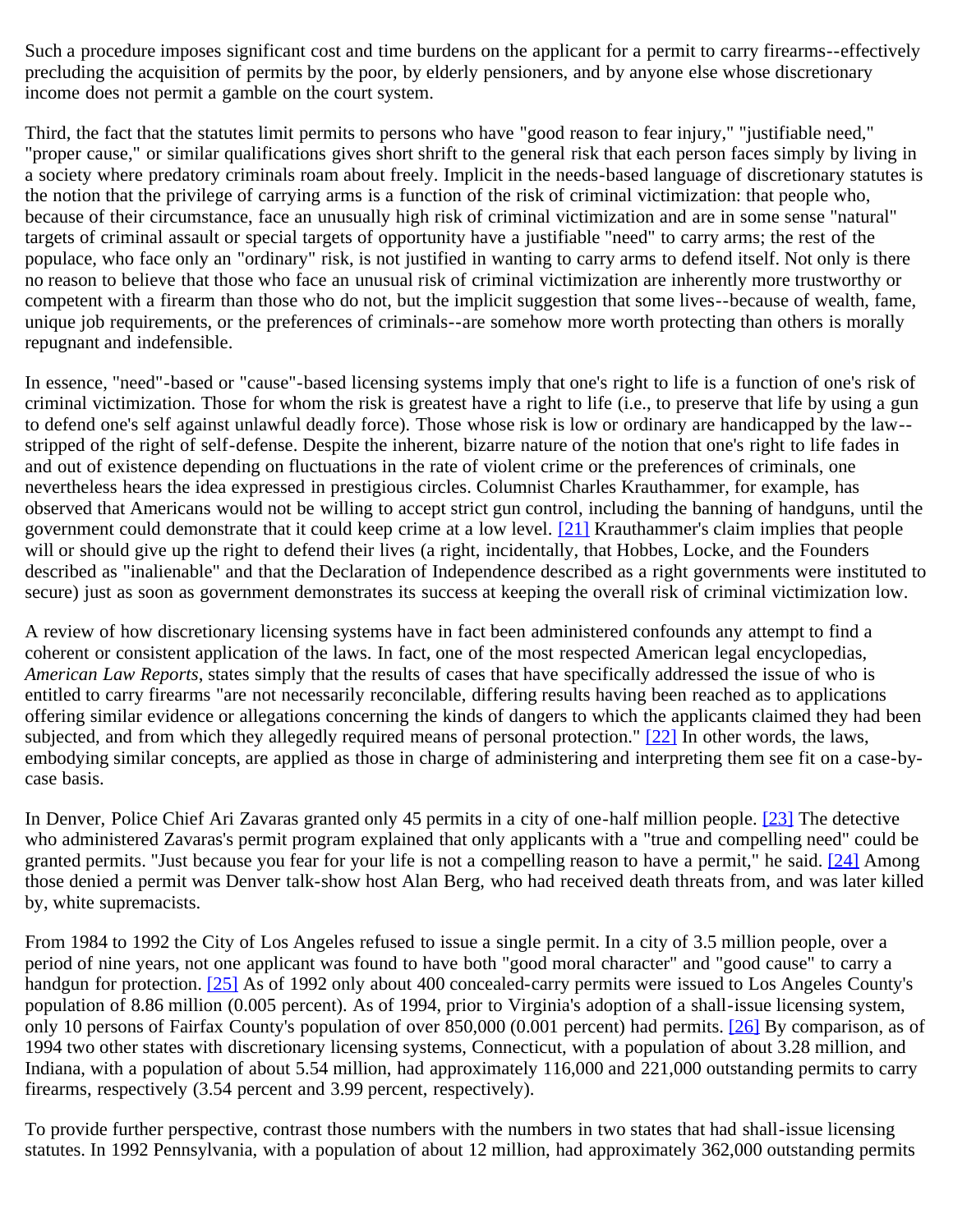Such a procedure imposes significant cost and time burdens on the applicant for a permit to carry firearms--effectively precluding the acquisition of permits by the poor, by elderly pensioners, and by anyone else whose discretionary income does not permit a gamble on the court system.

Third, the fact that the statutes limit permits to persons who have "good reason to fear injury," "justifiable need," "proper cause," or similar qualifications gives short shrift to the general risk that each person faces simply by living in a society where predatory criminals roam about freely. Implicit in the needs-based language of discretionary statutes is the notion that the privilege of carrying arms is a function of the risk of criminal victimization: that people who, because of their circumstance, face an unusually high risk of criminal victimization and are in some sense "natural" targets of criminal assault or special targets of opportunity have a justifiable "need" to carry arms; the rest of the populace, who face only an "ordinary" risk, is not justified in wanting to carry arms to defend itself. Not only is there no reason to believe that those who face an unusual risk of criminal victimization are inherently more trustworthy or competent with a firearm than those who do not, but the implicit suggestion that some lives--because of wealth, fame, unique job requirements, or the preferences of criminals--are somehow more worth protecting than others is morally repugnant and indefensible.

In essence, "need"-based or "cause"-based licensing systems imply that one's right to life is a function of one's risk of criminal victimization. Those for whom the risk is greatest have a right to life (i.e., to preserve that life by using a gun to defend one's self against unlawful deadly force). Those whose risk is low or ordinary are handicapped by the law--stripped of the right of self-defense. Despite the inherent, bizarre nature of the notion that one's right to life fades in and out of existence depending on fluctuations in the rate of violent crime or the preferences of criminals, one nevertheless hears the idea expressed in prestigious circles. Columnist Charles Krauthammer, for example, has observed that Americans would not be willing to accept strict gun control, including the banning of handguns, until the government could demonstrate that it could keep crime at a low level. [21] Krauthammer's claim implies that people will or should give up the right to defend their lives (a right, incidentally, that Hobbes, Locke, and the Founders described as "inalienable" and that the Declaration of Independence described as a right governments were instituted to secure) just as soon as government demonstrates its success at keeping the overall risk of criminal victimization low.

A review of how discretionary licensing systems have in fact been administered confounds any attempt to find a coherent or consistent application of the laws. In fact, one of the most respected American legal encyclopedias, *American Law Reports*, states simply that the results of cases that have specifically addressed the issue of who is entitled to carry firearms "are not necessarily reconcilable, differing results having been reached as to applications offering similar evidence or allegations concerning the kinds of dangers to which the applicants claimed they had been subjected, and from which they allegedly required means of personal protection." [22] In other words, the laws, embodying similar concepts, are applied as those in charge of administering and interpreting them see fit on a case-by-case basis.

In Denver, Police Chief Ari Zavaras granted only 45 permits in a city of one-half million people. [23] The detective who administered Zavaras's permit program explained that only applicants with a "true and compelling need" could be granted permits. "Just because you fear for your life is not a compelling reason to have a permit," he said. [24] Among those denied a permit was Denver talk-show host Alan Berg, who had received death threats from, and was later killed by, white supremacists.

From 1984 to 1992 the City of Los Angeles refused to issue a single permit. In a city of 3.5 million people, over a period of nine years, not one applicant was found to have both "good moral character" and "good cause" to carry a handgun for protection. [25] As of 1992 only about 400 concealed-carry permits were issued to Los Angeles County's population of 8.86 million (0.005 percent). As of 1994, prior to Virginia's adoption of a shall-issue licensing system, only 10 persons of Fairfax County's population of over 850,000 (0.001 percent) had permits. [26] By comparison, as of 1994 two other states with discretionary licensing systems, Connecticut, with a population of about 3.28 million, and Indiana, with a population of about 5.54 million, had approximately 116,000 and 221,000 outstanding permits to carry firearms, respectively (3.54 percent and 3.99 percent, respectively).

To provide further perspective, contrast those numbers with the numbers in two states that had shall-issue licensing statutes. In 1992 Pennsylvania, with a population of about 12 million, had approximately 362,000 outstanding permits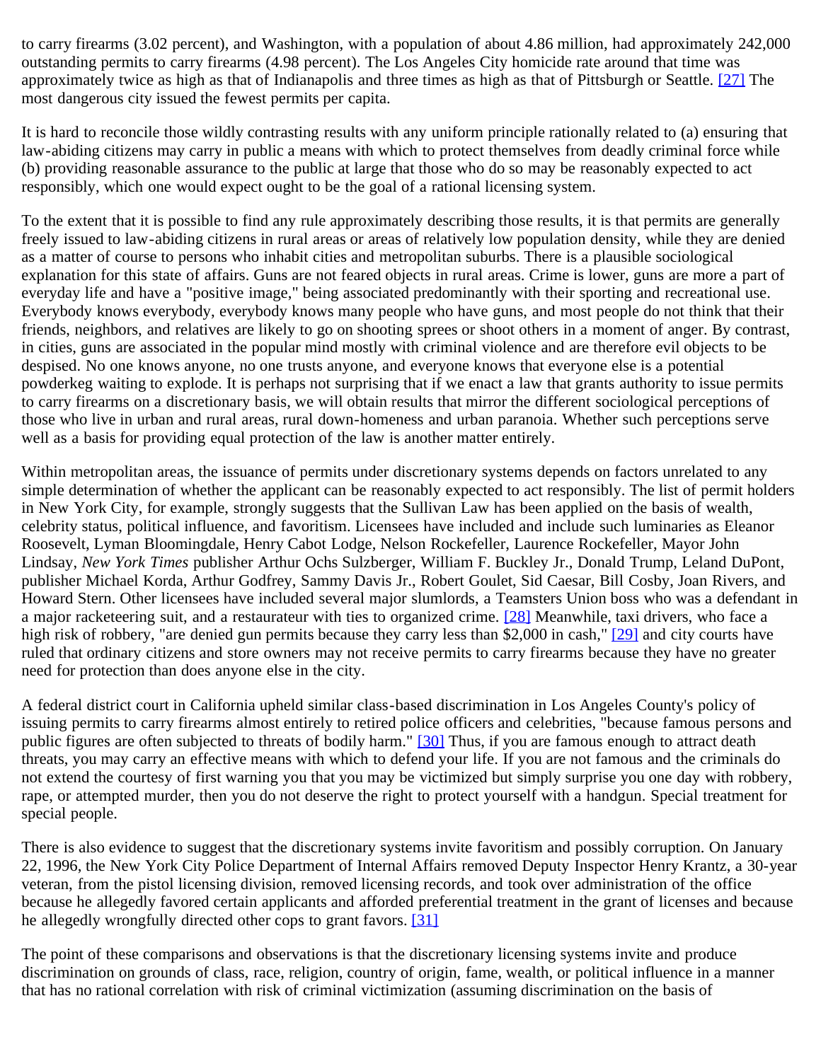to carry firearms (3.02 percent), and Washington, with a population of about 4.86 million, had approximately 242,000 outstanding permits to carry firearms (4.98 percent). The Los Angeles City homicide rate around that time was approximately twice as high as that of Indianapolis and three times as high as that of Pittsburgh or Seattle. [27] The most dangerous city issued the fewest permits per capita.

It is hard to reconcile those wildly contrasting results with any uniform principle rationally related to (a) ensuring that law-abiding citizens may carry in public a means with which to protect themselves from deadly criminal force while (b) providing reasonable assurance to the public at large that those who do so may be reasonably expected to act responsibly, which one would expect ought to be the goal of a rational licensing system.

To the extent that it is possible to find any rule approximately describing those results, it is that permits are generally freely issued to law-abiding citizens in rural areas or areas of relatively low population density, while they are denied as a matter of course to persons who inhabit cities and metropolitan suburbs. There is a plausible sociological explanation for this state of affairs. Guns are not feared objects in rural areas. Crime is lower, guns are more a part of everyday life and have a "positive image," being associated predominantly with their sporting and recreational use. Everybody knows everybody, everybody knows many people who have guns, and most people do not think that their friends, neighbors, and relatives are likely to go on shooting sprees or shoot others in a moment of anger. By contrast, in cities, guns are associated in the popular mind mostly with criminal violence and are therefore evil objects to be despised. No one knows anyone, no one trusts anyone, and everyone knows that everyone else is a potential powderkeg waiting to explode. It is perhaps not surprising that if we enact a law that grants authority to issue permits to carry firearms on a discretionary basis, we will obtain results that mirror the different sociological perceptions of those who live in urban and rural areas, rural down-homeness and urban paranoia. Whether such perceptions serve well as a basis for providing equal protection of the law is another matter entirely.

Within metropolitan areas, the issuance of permits under discretionary systems depends on factors unrelated to any simple determination of whether the applicant can be reasonably expected to act responsibly. The list of permit holders in New York City, for example, strongly suggests that the Sullivan Law has been applied on the basis of wealth, celebrity status, political influence, and favoritism. Licensees have included and include such luminaries as Eleanor Roosevelt, Lyman Bloomingdale, Henry Cabot Lodge, Nelson Rockefeller, Laurence Rockefeller, Mayor John Lindsay, *New York Times* publisher Arthur Ochs Sulzberger, William F. Buckley Jr., Donald Trump, Leland DuPont, publisher Michael Korda, Arthur Godfrey, Sammy Davis Jr., Robert Goulet, Sid Caesar, Bill Cosby, Joan Rivers, and Howard Stern. Other licensees have included several major slumlords, a Teamsters Union boss who was a defendant in a major racketeering suit, and a restaurateur with ties to organized crime. [28] Meanwhile, taxi drivers, who face a high risk of robbery, "are denied gun permits because they carry less than $2,000 in cash," [29] and city courts have ruled that ordinary citizens and store owners may not receive permits to carry firearms because they have no greater need for protection than does anyone else in the city.

A federal district court in California upheld similar class-based discrimination in Los Angeles County's policy of issuing permits to carry firearms almost entirely to retired police officers and celebrities, "because famous persons and public figures are often subjected to threats of bodily harm." [30] Thus, if you are famous enough to attract death threats, you may carry an effective means with which to defend your life. If you are not famous and the criminals do not extend the courtesy of first warning you that you may be victimized but simply surprise you one day with robbery, rape, or attempted murder, then you do not deserve the right to protect yourself with a handgun. Special treatment for special people.

There is also evidence to suggest that the discretionary systems invite favoritism and possibly corruption. On January 22, 1996, the New York City Police Department of Internal Affairs removed Deputy Inspector Henry Krantz, a 30-year veteran, from the pistol licensing division, removed licensing records, and took over administration of the office because he allegedly favored certain applicants and afforded preferential treatment in the grant of licenses and because he allegedly wrongfully directed other cops to grant favors. [31]

The point of these comparisons and observations is that the discretionary licensing systems invite and produce discrimination on grounds of class, race, religion, country of origin, fame, wealth, or political influence in a manner that has no rational correlation with risk of criminal victimization (assuming discrimination on the basis of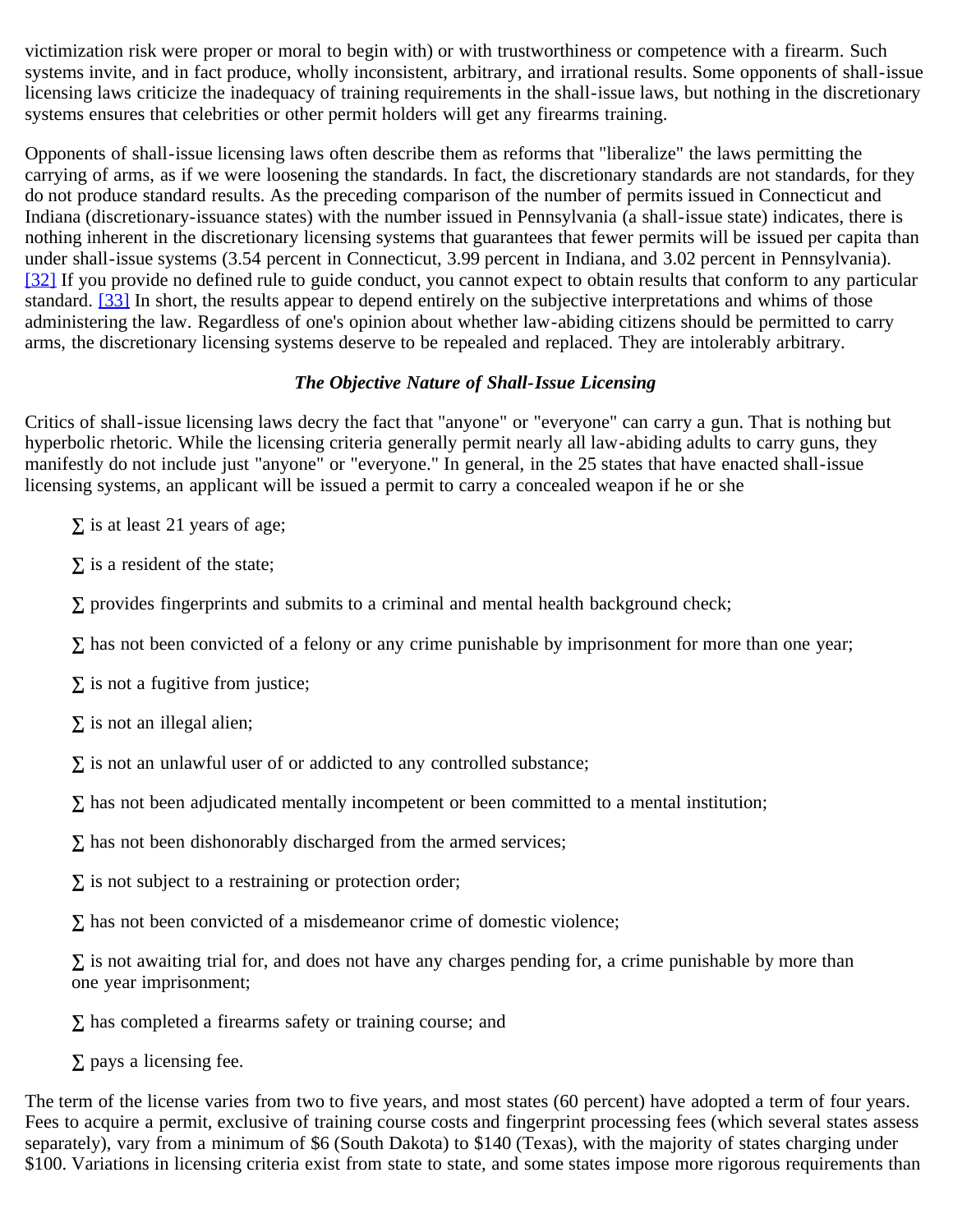victimization risk were proper or moral to begin with) or with trustworthiness or competence with a firearm. Such systems invite, and in fact produce, wholly inconsistent, arbitrary, and irrational results. Some opponents of shall-issue licensing laws criticize the inadequacy of training requirements in the shall-issue laws, but nothing in the discretionary systems ensures that celebrities or other permit holders will get any firearms training.

Opponents of shall-issue licensing laws often describe them as reforms that "liberalize" the laws permitting the carrying of arms, as if we were loosening the standards. In fact, the discretionary standards are not standards, for they do not produce standard results. As the preceding comparison of the number of permits issued in Connecticut and Indiana (discretionary-issuance states) with the number issued in Pennsylvania (a shall-issue state) indicates, there is nothing inherent in the discretionary licensing systems that guarantees that fewer permits will be issued per capita than under shall-issue systems (3.54 percent in Connecticut, 3.99 percent in Indiana, and 3.02 percent in Pennsylvania). [32] If you provide no defined rule to guide conduct, you cannot expect to obtain results that conform to any particular standard. [33] In short, the results appear to depend entirely on the subjective interpretations and whims of those administering the law. Regardless of one's opinion about whether law-abiding citizens should be permitted to carry arms, the discretionary licensing systems deserve to be repealed and replaced. They are intolerably arbitrary.

### *The Objective Nature of Shall-Issue Licensing*

Critics of shall-issue licensing laws decry the fact that "anyone" or "everyone" can carry a gun. That is nothing but hyperbolic rhetoric. While the licensing criteria generally permit nearly all law-abiding adults to carry guns, they manifestly do not include just "anyone" or "everyone." In general, in the 25 states that have enacted shall-issue licensing systems, an applicant will be issued a permit to carry a concealed weapon if he or she

- is at least 21 years of age;
- is a resident of the state;
- provides fingerprints and submits to a criminal and mental health background check;
- has not been convicted of a felony or any crime punishable by imprisonment for more than one year;
- is not a fugitive from justice;
- is not an illegal alien;
- is not an unlawful user of or addicted to any controlled substance;
- has not been adjudicated mentally incompetent or been committed to a mental institution;
- has not been dishonorably discharged from the armed services;
- is not subject to a restraining or protection order;
- has not been convicted of a misdemeanor crime of domestic violence;
- is not awaiting trial for, and does not have any charges pending for, a crime punishable by more than one year imprisonment;
- has completed a firearms safety or training course; and
- pays a licensing fee.

The term of the license varies from two to five years, and most states (60 percent) have adopted a term of four years. Fees to acquire a permit, exclusive of training course costs and fingerprint processing fees (which several states assess separately), vary from a minimum of $6 (South Dakota) to $140 (Texas), with the majority of states charging under $100. Variations in licensing criteria exist from state to state, and some states impose more rigorous requirements than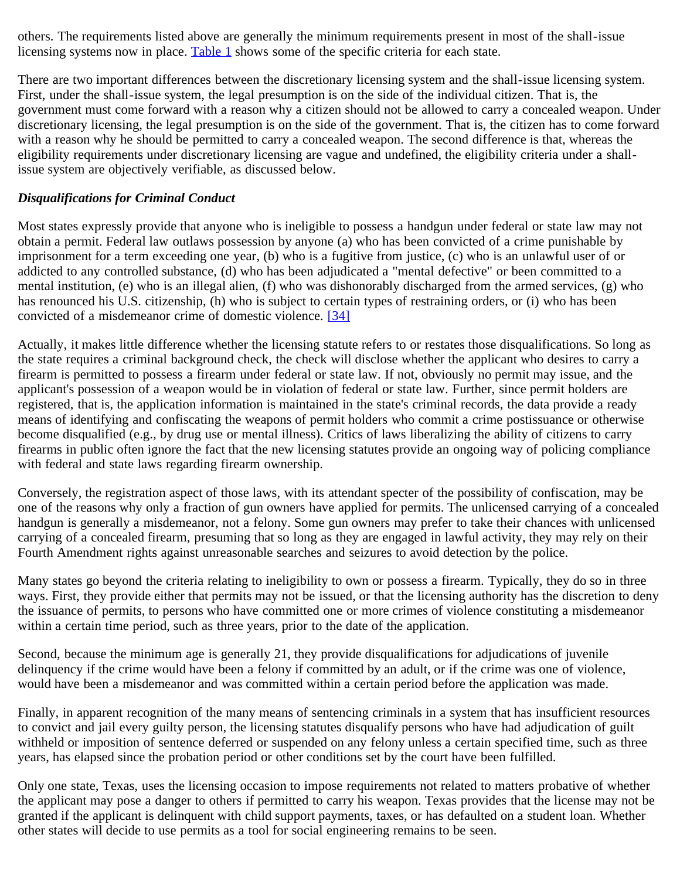others. The requirements listed above are generally the minimum requirements present in most of the shall-issue licensing systems now in place. Table 1 shows some of the specific criteria for each state.

There are two important differences between the discretionary licensing system and the shall-issue licensing system. First, under the shall-issue system, the legal presumption is on the side of the individual citizen. That is, the government must come forward with a reason why a citizen should not be allowed to carry a concealed weapon. Under discretionary licensing, the legal presumption is on the side of the government. That is, the citizen has to come forward with a reason why he should be permitted to carry a concealed weapon. The second difference is that, whereas the eligibility requirements under discretionary licensing are vague and undefined, the eligibility criteria under a shall-issue system are objectively verifiable, as discussed below.

### *Disqualifications for Criminal Conduct*

Most states expressly provide that anyone who is ineligible to possess a handgun under federal or state law may not obtain a permit. Federal law outlaws possession by anyone (a) who has been convicted of a crime punishable by imprisonment for a term exceeding one year, (b) who is a fugitive from justice, (c) who is an unlawful user of or addicted to any controlled substance, (d) who has been adjudicated a "mental defective" or been committed to a mental institution, (e) who is an illegal alien, (f) who was dishonorably discharged from the armed services, (g) who has renounced his U.S. citizenship, (h) who is subject to certain types of restraining orders, or (i) who has been convicted of a misdemeanor crime of domestic violence. [34]

Actually, it makes little difference whether the licensing statute refers to or restates those disqualifications. So long as the state requires a criminal background check, the check will disclose whether the applicant who desires to carry a firearm is permitted to possess a firearm under federal or state law. If not, obviously no permit may issue, and the applicant's possession of a weapon would be in violation of federal or state law. Further, since permit holders are registered, that is, the application information is maintained in the state's criminal records, the data provide a ready means of identifying and confiscating the weapons of permit holders who commit a crime postissuance or otherwise become disqualified (e.g., by drug use or mental illness). Critics of laws liberalizing the ability of citizens to carry firearms in public often ignore the fact that the new licensing statutes provide an ongoing way of policing compliance with federal and state laws regarding firearm ownership.

Conversely, the registration aspect of those laws, with its attendant specter of the possibility of confiscation, may be one of the reasons why only a fraction of gun owners have applied for permits. The unlicensed carrying of a concealed handgun is generally a misdemeanor, not a felony. Some gun owners may prefer to take their chances with unlicensed carrying of a concealed firearm, presuming that so long as they are engaged in lawful activity, they may rely on their Fourth Amendment rights against unreasonable searches and seizures to avoid detection by the police.

Many states go beyond the criteria relating to ineligibility to own or possess a firearm. Typically, they do so in three ways. First, they provide either that permits may not be issued, or that the licensing authority has the discretion to deny the issuance of permits, to persons who have committed one or more crimes of violence constituting a misdemeanor within a certain time period, such as three years, prior to the date of the application.

Second, because the minimum age is generally 21, they provide disqualifications for adjudications of juvenile delinquency if the crime would have been a felony if committed by an adult, or if the crime was one of violence, would have been a misdemeanor and was committed within a certain period before the application was made.

Finally, in apparent recognition of the many means of sentencing criminals in a system that has insufficient resources to convict and jail every guilty person, the licensing statutes disqualify persons who have had adjudication of guilt withheld or imposition of sentence deferred or suspended on any felony unless a certain specified time, such as three years, has elapsed since the probation period or other conditions set by the court have been fulfilled.

Only one state, Texas, uses the licensing occasion to impose requirements not related to matters probative of whether the applicant may pose a danger to others if permitted to carry his weapon. Texas provides that the license may not be granted if the applicant is delinquent with child support payments, taxes, or has defaulted on a student loan. Whether other states will decide to use permits as a tool for social engineering remains to be seen.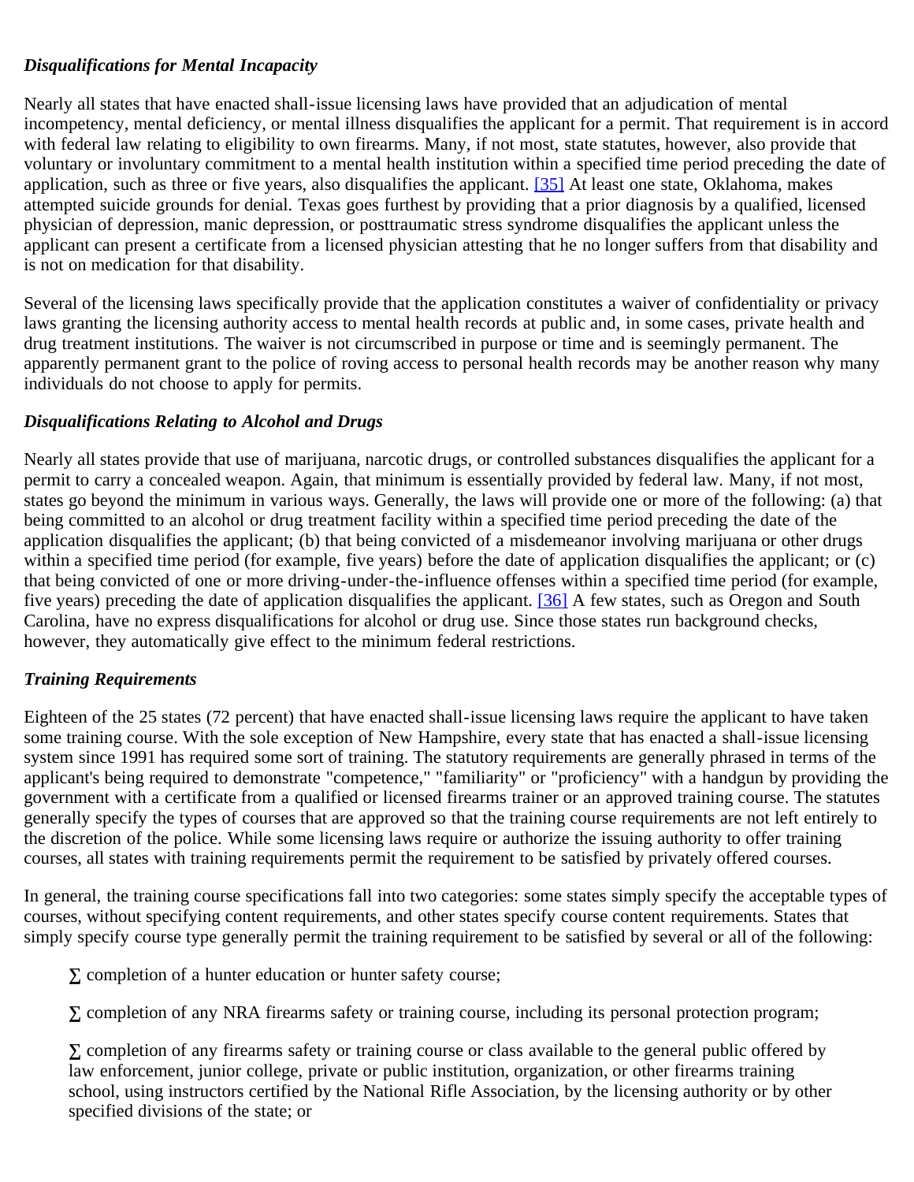### *Disqualifications for Mental Incapacity*

Nearly all states that have enacted shall-issue licensing laws have provided that an adjudication of mental incompetency, mental deficiency, or mental illness disqualifies the applicant for a permit. That requirement is in accord with federal law relating to eligibility to own firearms. Many, if not most, state statutes, however, also provide that voluntary or involuntary commitment to a mental health institution within a specified time period preceding the date of application, such as three or five years, also disqualifies the applicant. [35] At least one state, Oklahoma, makes attempted suicide grounds for denial. Texas goes furthest by providing that a prior diagnosis by a qualified, licensed physician of depression, manic depression, or posttraumatic stress syndrome disqualifies the applicant unless the applicant can present a certificate from a licensed physician attesting that he no longer suffers from that disability and is not on medication for that disability.

Several of the licensing laws specifically provide that the application constitutes a waiver of confidentiality or privacy laws granting the licensing authority access to mental health records at public and, in some cases, private health and drug treatment institutions. The waiver is not circumscribed in purpose or time and is seemingly permanent. The apparently permanent grant to the police of roving access to personal health records may be another reason why many individuals do not choose to apply for permits.

### *Disqualifications Relating to Alcohol and Drugs*

Nearly all states provide that use of marijuana, narcotic drugs, or controlled substances disqualifies the applicant for a permit to carry a concealed weapon. Again, that minimum is essentially provided by federal law. Many, if not most, states go beyond the minimum in various ways. Generally, the laws will provide one or more of the following: (a) that being committed to an alcohol or drug treatment facility within a specified time period preceding the date of the application disqualifies the applicant; (b) that being convicted of a misdemeanor involving marijuana or other drugs within a specified time period (for example, five years) before the date of application disqualifies the applicant; or (c) that being convicted of one or more driving-under-the-influence offenses within a specified time period (for example, five years) preceding the date of application disqualifies the applicant. [36] A few states, such as Oregon and South Carolina, have no express disqualifications for alcohol or drug use. Since those states run background checks, however, they automatically give effect to the minimum federal restrictions.

### *Training Requirements*

Eighteen of the 25 states (72 percent) that have enacted shall-issue licensing laws require the applicant to have taken some training course. With the sole exception of New Hampshire, every state that has enacted a shall-issue licensing system since 1991 has required some sort of training. The statutory requirements are generally phrased in terms of the applicant's being required to demonstrate "competence," "familiarity" or "proficiency" with a handgun by providing the government with a certificate from a qualified or licensed firearms trainer or an approved training course. The statutes generally specify the types of courses that are approved so that the training course requirements are not left entirely to the discretion of the police. While some licensing laws require or authorize the issuing authority to offer training courses, all states with training requirements permit the requirement to be satisfied by privately offered courses.

In general, the training course specifications fall into two categories: some states simply specify the acceptable types of courses, without specifying content requirements, and other states specify course content requirements. States that simply specify course type generally permit the training requirement to be satisfied by several or all of the following:

- completion of a hunter education or hunter safety course;
- completion of any NRA firearms safety or training course, including its personal protection program;
- completion of any firearms safety or training course or class available to the general public offered by law enforcement, junior college, private or public institution, organization, or other firearms training school, using instructors certified by the National Rifle Association, by the licensing authority or by other specified divisions of the state; or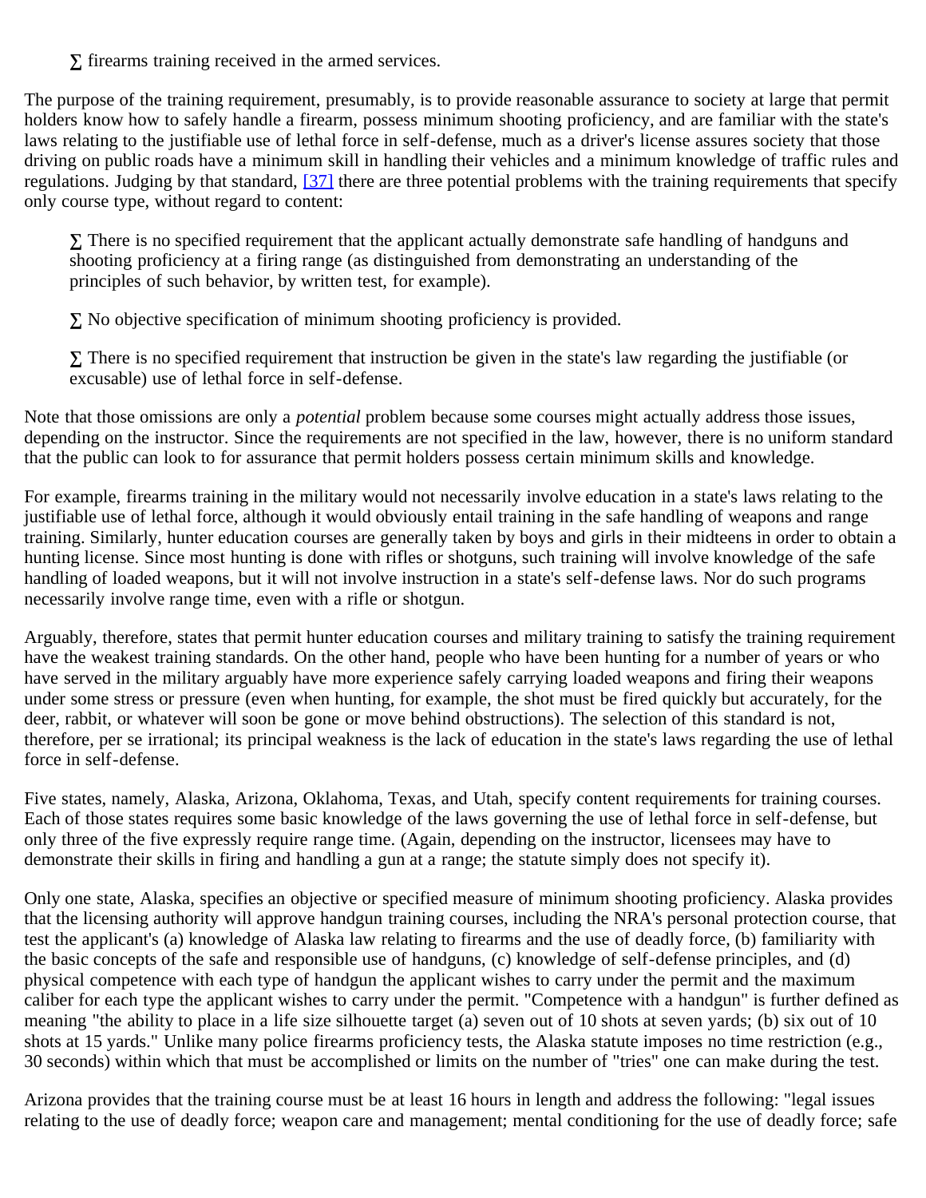- firearms training received in the armed services.

The purpose of the training requirement, presumably, is to provide reasonable assurance to society at large that permit holders know how to safely handle a firearm, possess minimum shooting proficiency, and are familiar with the state's laws relating to the justifiable use of lethal force in self-defense, much as a driver's license assures society that those driving on public roads have a minimum skill in handling their vehicles and a minimum knowledge of traffic rules and regulations. Judging by that standard, [37] there are three potential problems with the training requirements that specify only course type, without regard to content:

- There is no specified requirement that the applicant actually demonstrate safe handling of handguns and shooting proficiency at a firing range (as distinguished from demonstrating an understanding of the principles of such behavior, by written test, for example).
- No objective specification of minimum shooting proficiency is provided.
- There is no specified requirement that instruction be given in the state's law regarding the justifiable (or excusable) use of lethal force in self-defense.

Note that those omissions are only a *potential* problem because some courses might actually address those issues, depending on the instructor. Since the requirements are not specified in the law, however, there is no uniform standard that the public can look to for assurance that permit holders possess certain minimum skills and knowledge.

For example, firearms training in the military would not necessarily involve education in a state's laws relating to the justifiable use of lethal force, although it would obviously entail training in the safe handling of weapons and range training. Similarly, hunter education courses are generally taken by boys and girls in their midteens in order to obtain a hunting license. Since most hunting is done with rifles or shotguns, such training will involve knowledge of the safe handling of loaded weapons, but it will not involve instruction in a state's self-defense laws. Nor do such programs necessarily involve range time, even with a rifle or shotgun.

Arguably, therefore, states that permit hunter education courses and military training to satisfy the training requirement have the weakest training standards. On the other hand, people who have been hunting for a number of years or who have served in the military arguably have more experience safely carrying loaded weapons and firing their weapons under some stress or pressure (even when hunting, for example, the shot must be fired quickly but accurately, for the deer, rabbit, or whatever will soon be gone or move behind obstructions). The selection of this standard is not, therefore, per se irrational; its principal weakness is the lack of education in the state's laws regarding the use of lethal force in self-defense.

Five states, namely, Alaska, Arizona, Oklahoma, Texas, and Utah, specify content requirements for training courses. Each of those states requires some basic knowledge of the laws governing the use of lethal force in self-defense, but only three of the five expressly require range time. (Again, depending on the instructor, licensees may have to demonstrate their skills in firing and handling a gun at a range; the statute simply does not specify it).

Only one state, Alaska, specifies an objective or specified measure of minimum shooting proficiency. Alaska provides that the licensing authority will approve handgun training courses, including the NRA's personal protection course, that test the applicant's (a) knowledge of Alaska law relating to firearms and the use of deadly force, (b) familiarity with the basic concepts of the safe and responsible use of handguns, (c) knowledge of self-defense principles, and (d) physical competence with each type of handgun the applicant wishes to carry under the permit and the maximum caliber for each type the applicant wishes to carry under the permit. "Competence with a handgun" is further defined as meaning "the ability to place in a life size silhouette target (a) seven out of 10 shots at seven yards; (b) six out of 10 shots at 15 yards." Unlike many police firearms proficiency tests, the Alaska statute imposes no time restriction (e.g., 30 seconds) within which that must be accomplished or limits on the number of "tries" one can make during the test.

Arizona provides that the training course must be at least 16 hours in length and address the following: "legal issues relating to the use of deadly force; weapon care and management; mental conditioning for the use of deadly force; safe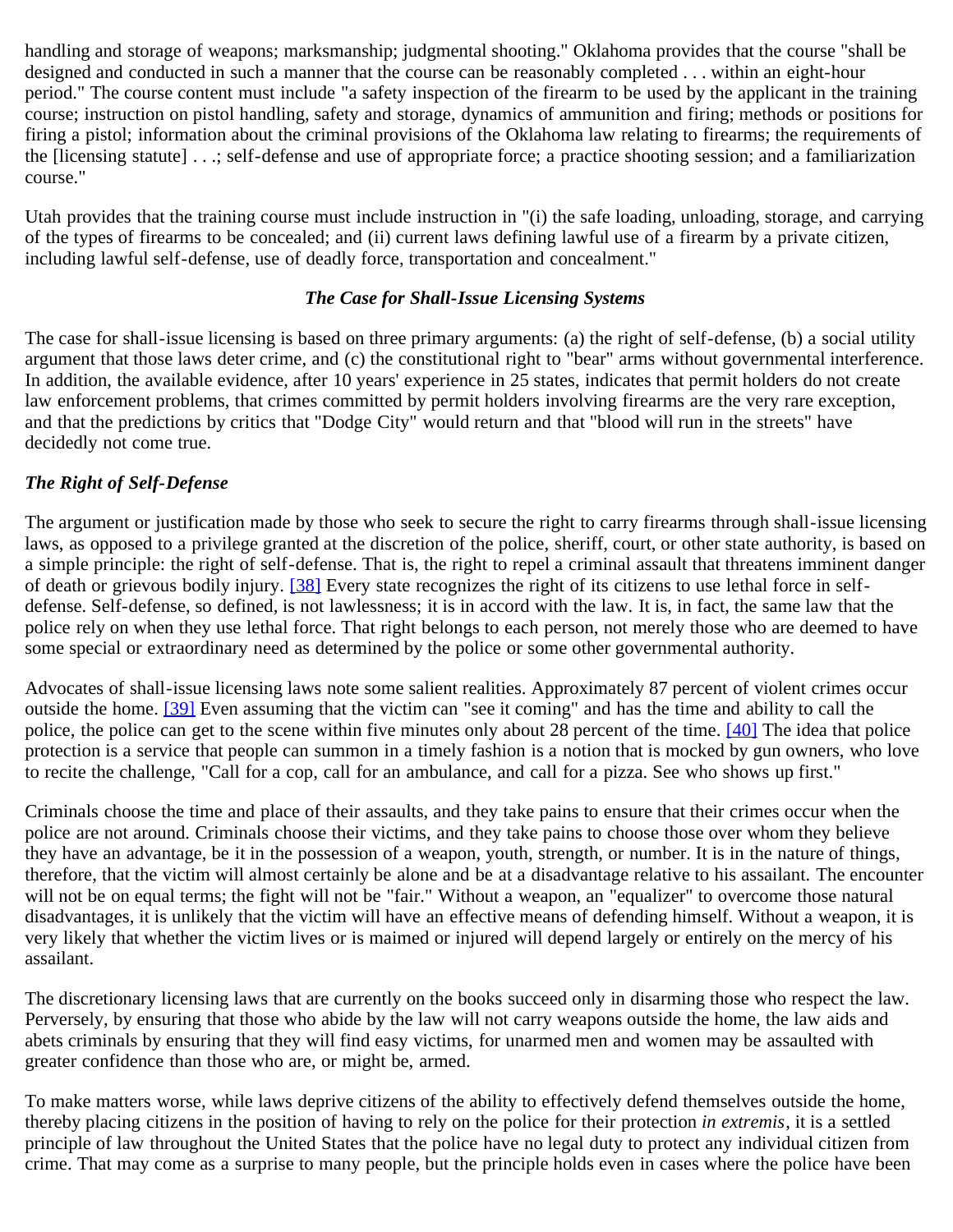handling and storage of weapons; marksmanship; judgmental shooting." Oklahoma provides that the course "shall be designed and conducted in such a manner that the course can be reasonably completed . . . within an eight-hour period." The course content must include "a safety inspection of the firearm to be used by the applicant in the training course; instruction on pistol handling, safety and storage, dynamics of ammunition and firing; methods or positions for firing a pistol; information about the criminal provisions of the Oklahoma law relating to firearms; the requirements of the [licensing statute] . . .; self-defense and use of appropriate force; a practice shooting session; and a familiarization course."

Utah provides that the training course must include instruction in "(i) the safe loading, unloading, storage, and carrying of the types of firearms to be concealed; and (ii) current laws defining lawful use of a firearm by a private citizen, including lawful self-defense, use of deadly force, transportation and concealment."

### *The Case for Shall-Issue Licensing Systems*

The case for shall-issue licensing is based on three primary arguments: (a) the right of self-defense, (b) a social utility argument that those laws deter crime, and (c) the constitutional right to "bear" arms without governmental interference. In addition, the available evidence, after 10 years' experience in 25 states, indicates that permit holders do not create law enforcement problems, that crimes committed by permit holders involving firearms are the very rare exception, and that the predictions by critics that "Dodge City" would return and that "blood will run in the streets" have decidedly not come true.

#### *The Right of Self-Defense*

The argument or justification made by those who seek to secure the right to carry firearms through shall-issue licensing laws, as opposed to a privilege granted at the discretion of the police, sheriff, court, or other state authority, is based on a simple principle: the right of self-defense. That is, the right to repel a criminal assault that threatens imminent danger of death or grievous bodily injury. [38] Every state recognizes the right of its citizens to use lethal force in self-defense. Self-defense, so defined, is not lawlessness; it is in accord with the law. It is, in fact, the same law that the police rely on when they use lethal force. That right belongs to each person, not merely those who are deemed to have some special or extraordinary need as determined by the police or some other governmental authority.

Advocates of shall-issue licensing laws note some salient realities. Approximately 87 percent of violent crimes occur outside the home. [39] Even assuming that the victim can "see it coming" and has the time and ability to call the police, the police can get to the scene within five minutes only about 28 percent of the time. [40] The idea that police protection is a service that people can summon in a timely fashion is a notion that is mocked by gun owners, who love to recite the challenge, "Call for a cop, call for an ambulance, and call for a pizza. See who shows up first."

Criminals choose the time and place of their assaults, and they take pains to ensure that their crimes occur when the police are not around. Criminals choose their victims, and they take pains to choose those over whom they believe they have an advantage, be it in the possession of a weapon, youth, strength, or number. It is in the nature of things, therefore, that the victim will almost certainly be alone and be at a disadvantage relative to his assailant. The encounter will not be on equal terms; the fight will not be "fair." Without a weapon, an "equalizer" to overcome those natural disadvantages, it is unlikely that the victim will have an effective means of defending himself. Without a weapon, it is very likely that whether the victim lives or is maimed or injured will depend largely or entirely on the mercy of his assailant.

The discretionary licensing laws that are currently on the books succeed only in disarming those who respect the law. Perversely, by ensuring that those who abide by the law will not carry weapons outside the home, the law aids and abets criminals by ensuring that they will find easy victims, for unarmed men and women may be assaulted with greater confidence than those who are, or might be, armed.

To make matters worse, while laws deprive citizens of the ability to effectively defend themselves outside the home, thereby placing citizens in the position of having to rely on the police for their protection *in extremis*, it is a settled principle of law throughout the United States that the police have no legal duty to protect any individual citizen from crime. That may come as a surprise to many people, but the principle holds even in cases where the police have been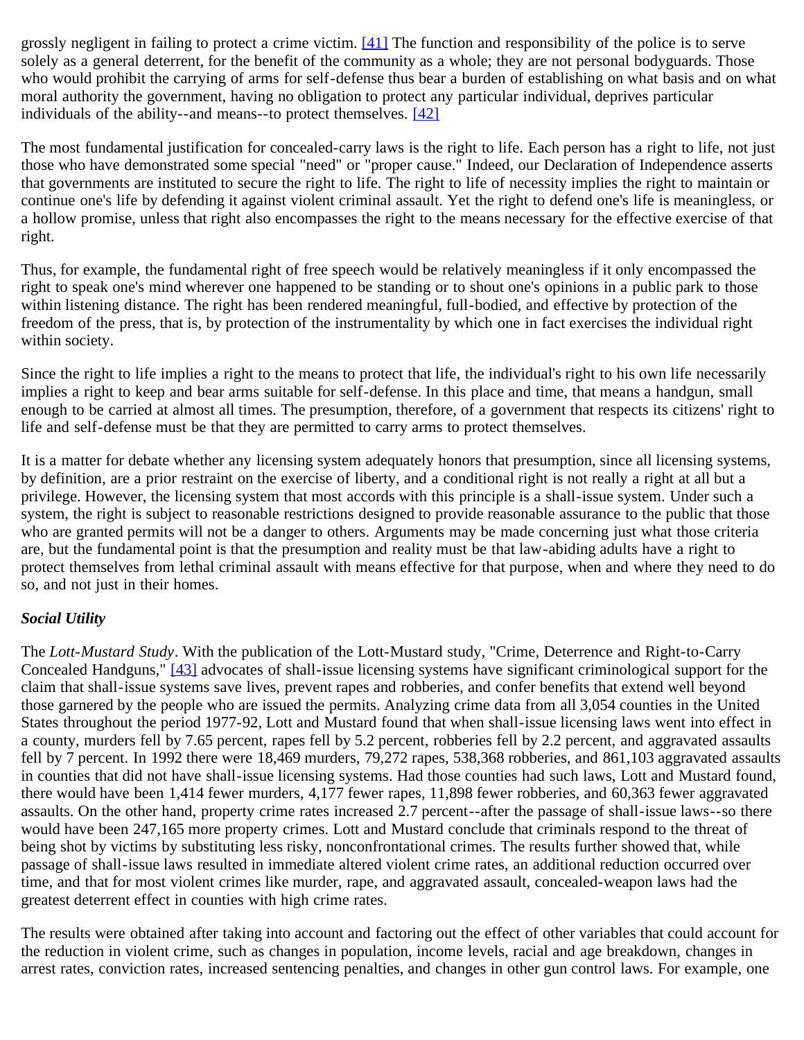grossly negligent in failing to protect a crime victim. [41] The function and responsibility of the police is to serve solely as a general deterrent, for the benefit of the community as a whole; they are not personal bodyguards. Those who would prohibit the carrying of arms for self-defense thus bear a burden of establishing on what basis and on what moral authority the government, having no obligation to protect any particular individual, deprives particular individuals of the ability--and means--to protect themselves. [42]

The most fundamental justification for concealed-carry laws is the right to life. Each person has a right to life, not just those who have demonstrated some special "need" or "proper cause." Indeed, our Declaration of Independence asserts that governments are instituted to secure the right to life. The right to life of necessity implies the right to maintain or continue one's life by defending it against violent criminal assault. Yet the right to defend one's life is meaningless, or a hollow promise, unless that right also encompasses the right to the means necessary for the effective exercise of that right.

Thus, for example, the fundamental right of free speech would be relatively meaningless if it only encompassed the right to speak one's mind wherever one happened to be standing or to shout one's opinions in a public park to those within listening distance. The right has been rendered meaningful, full-bodied, and effective by protection of the freedom of the press, that is, by protection of the instrumentality by which one in fact exercises the individual right within society.

Since the right to life implies a right to the means to protect that life, the individual's right to his own life necessarily implies a right to keep and bear arms suitable for self-defense. In this place and time, that means a handgun, small enough to be carried at almost all times. The presumption, therefore, of a government that respects its citizens' right to life and self-defense must be that they are permitted to carry arms to protect themselves.

It is a matter for debate whether any licensing system adequately honors that presumption, since all licensing systems, by definition, are a prior restraint on the exercise of liberty, and a conditional right is not really a right at all but a privilege. However, the licensing system that most accords with this principle is a shall-issue system. Under such a system, the right is subject to reasonable restrictions designed to provide reasonable assurance to the public that those who are granted permits will not be a danger to others. Arguments may be made concerning just what those criteria are, but the fundamental point is that the presumption and reality must be that law-abiding adults have a right to protect themselves from lethal criminal assault with means effective for that purpose, when and where they need to do so, and not just in their homes.

***Social Utility***

The *Lott-Mustard Study*. With the publication of the Lott-Mustard study, "Crime, Deterrence and Right-to-Carry Concealed Handguns," [43] advocates of shall-issue licensing systems have significant criminological support for the claim that shall-issue systems save lives, prevent rapes and robberies, and confer benefits that extend well beyond those garnered by the people who are issued the permits. Analyzing crime data from all 3,054 counties in the United States throughout the period 1977-92, Lott and Mustard found that when shall-issue licensing laws went into effect in a county, murders fell by 7.65 percent, rapes fell by 5.2 percent, robberies fell by 2.2 percent, and aggravated assaults fell by 7 percent. In 1992 there were 18,469 murders, 79,272 rapes, 538,368 robberies, and 861,103 aggravated assaults in counties that did not have shall-issue licensing systems. Had those counties had such laws, Lott and Mustard found, there would have been 1,414 fewer murders, 4,177 fewer rapes, 11,898 fewer robberies, and 60,363 fewer aggravated assaults. On the other hand, property crime rates increased 2.7 percent--after the passage of shall-issue laws--so there would have been 247,165 more property crimes. Lott and Mustard conclude that criminals respond to the threat of being shot by victims by substituting less risky, nonconfrontational crimes. The results further showed that, while passage of shall-issue laws resulted in immediate altered violent crime rates, an additional reduction occurred over time, and that for most violent crimes like murder, rape, and aggravated assault, concealed-weapon laws had the greatest deterrent effect in counties with high crime rates.

The results were obtained after taking into account and factoring out the effect of other variables that could account for the reduction in violent crime, such as changes in population, income levels, racial and age breakdown, changes in arrest rates, conviction rates, increased sentencing penalties, and changes in other gun control laws. For example, one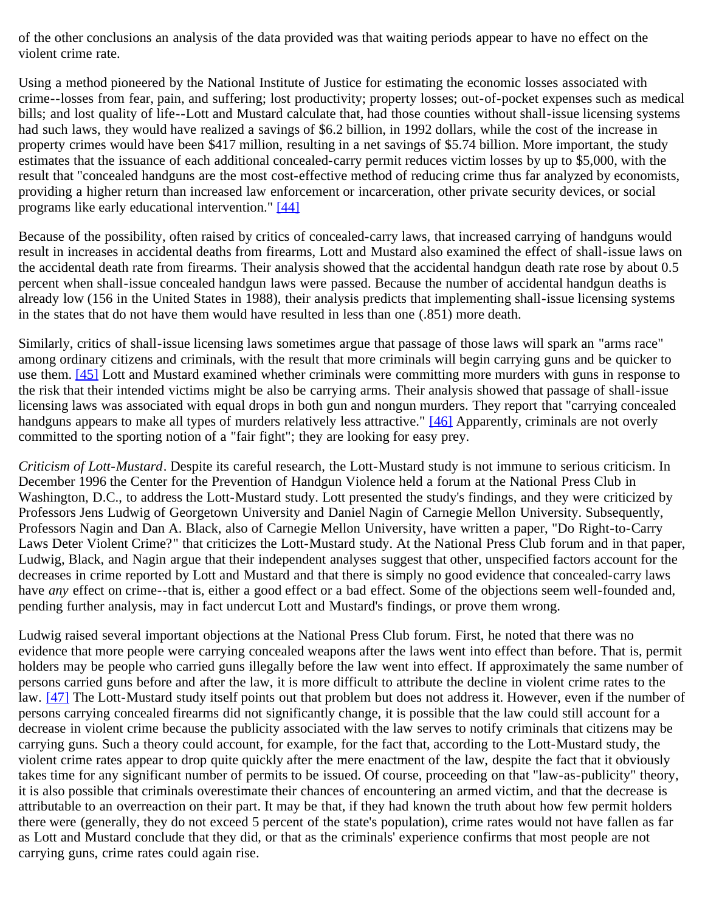of the other conclusions an analysis of the data provided was that waiting periods appear to have no effect on the violent crime rate.

Using a method pioneered by the National Institute of Justice for estimating the economic losses associated with crime--losses from fear, pain, and suffering; lost productivity; property losses; out-of-pocket expenses such as medical bills; and lost quality of life--Lott and Mustard calculate that, had those counties without shall-issue licensing systems had such laws, they would have realized a savings of $6.2 billion, in 1992 dollars, while the cost of the increase in property crimes would have been $417 million, resulting in a net savings of $5.74 billion. More important, the study estimates that the issuance of each additional concealed-carry permit reduces victim losses by up to $5,000, with the result that "concealed handguns are the most cost-effective method of reducing crime thus far analyzed by economists, providing a higher return than increased law enforcement or incarceration, other private security devices, or social programs like early educational intervention." [44]

Because of the possibility, often raised by critics of concealed-carry laws, that increased carrying of handguns would result in increases in accidental deaths from firearms, Lott and Mustard also examined the effect of shall-issue laws on the accidental death rate from firearms. Their analysis showed that the accidental handgun death rate rose by about 0.5 percent when shall-issue concealed handgun laws were passed. Because the number of accidental handgun deaths is already low (156 in the United States in 1988), their analysis predicts that implementing shall-issue licensing systems in the states that do not have them would have resulted in less than one (.851) more death.

Similarly, critics of shall-issue licensing laws sometimes argue that passage of those laws will spark an "arms race" among ordinary citizens and criminals, with the result that more criminals will begin carrying guns and be quicker to use them. [45] Lott and Mustard examined whether criminals were committing more murders with guns in response to the risk that their intended victims might be also be carrying arms. Their analysis showed that passage of shall-issue licensing laws was associated with equal drops in both gun and nongun murders. They report that "carrying concealed handguns appears to make all types of murders relatively less attractive." [46] Apparently, criminals are not overly committed to the sporting notion of a "fair fight"; they are looking for easy prey.

*Criticism of Lott-Mustard*. Despite its careful research, the Lott-Mustard study is not immune to serious criticism. In December 1996 the Center for the Prevention of Handgun Violence held a forum at the National Press Club in Washington, D.C., to address the Lott-Mustard study. Lott presented the study's findings, and they were criticized by Professors Jens Ludwig of Georgetown University and Daniel Nagin of Carnegie Mellon University. Subsequently, Professors Nagin and Dan A. Black, also of Carnegie Mellon University, have written a paper, "Do Right-to-Carry Laws Deter Violent Crime?" that criticizes the Lott-Mustard study. At the National Press Club forum and in that paper, Ludwig, Black, and Nagin argue that their independent analyses suggest that other, unspecified factors account for the decreases in crime reported by Lott and Mustard and that there is simply no good evidence that concealed-carry laws have *any* effect on crime--that is, either a good effect or a bad effect. Some of the objections seem well-founded and, pending further analysis, may in fact undercut Lott and Mustard's findings, or prove them wrong.

Ludwig raised several important objections at the National Press Club forum. First, he noted that there was no evidence that more people were carrying concealed weapons after the laws went into effect than before. That is, permit holders may be people who carried guns illegally before the law went into effect. If approximately the same number of persons carried guns before and after the law, it is more difficult to attribute the decline in violent crime rates to the law. [47] The Lott-Mustard study itself points out that problem but does not address it. However, even if the number of persons carrying concealed firearms did not significantly change, it is possible that the law could still account for a decrease in violent crime because the publicity associated with the law serves to notify criminals that citizens may be carrying guns. Such a theory could account, for example, for the fact that, according to the Lott-Mustard study, the violent crime rates appear to drop quite quickly after the mere enactment of the law, despite the fact that it obviously takes time for any significant number of permits to be issued. Of course, proceeding on that "law-as-publicity" theory, it is also possible that criminals overestimate their chances of encountering an armed victim, and that the decrease is attributable to an overreaction on their part. It may be that, if they had known the truth about how few permit holders there were (generally, they do not exceed 5 percent of the state's population), crime rates would not have fallen as far as Lott and Mustard conclude that they did, or that as the criminals' experience confirms that most people are not carrying guns, crime rates could again rise.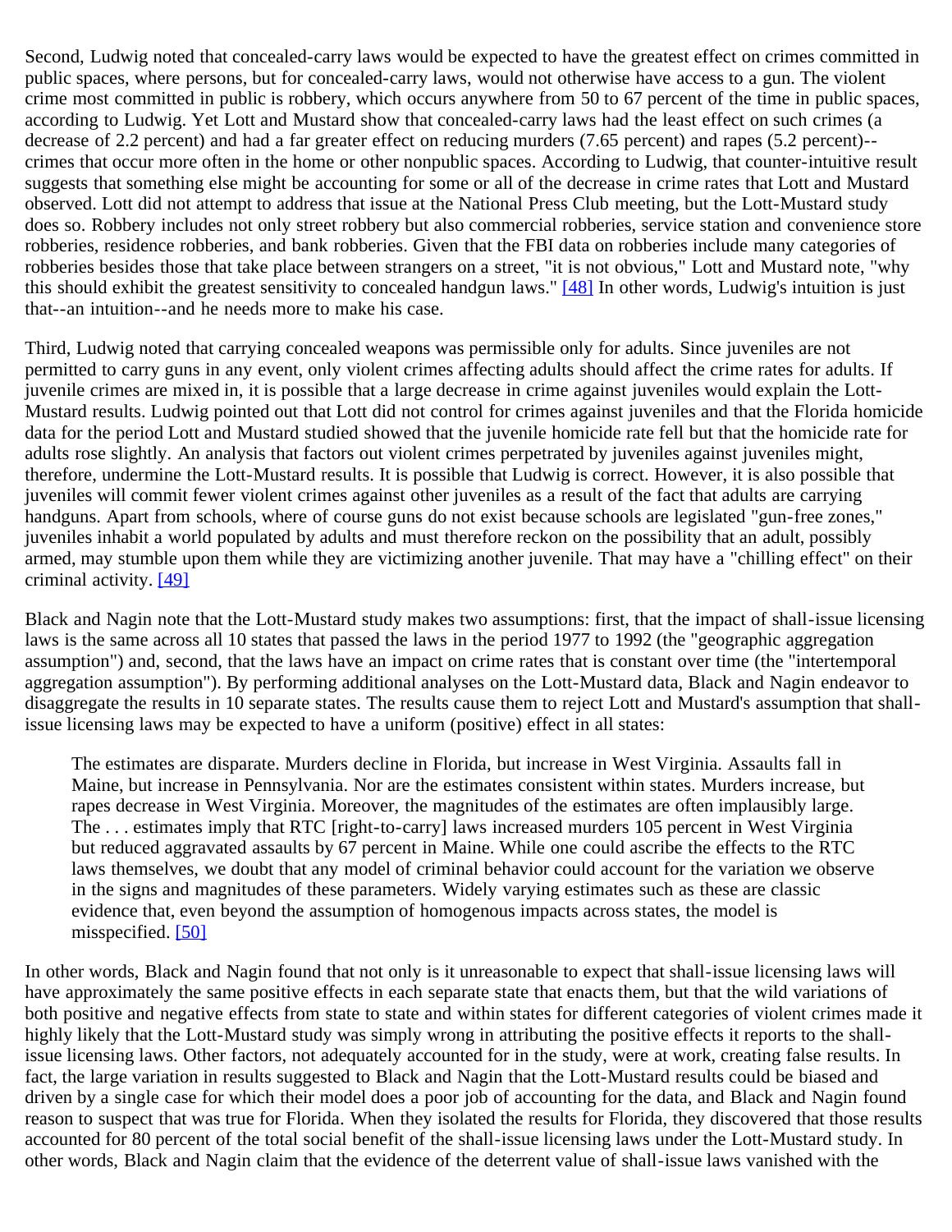Second, Ludwig noted that concealed-carry laws would be expected to have the greatest effect on crimes committed in public spaces, where persons, but for concealed-carry laws, would not otherwise have access to a gun. The violent crime most committed in public is robbery, which occurs anywhere from 50 to 67 percent of the time in public spaces, according to Ludwig. Yet Lott and Mustard show that concealed-carry laws had the least effect on such crimes (a decrease of 2.2 percent) and had a far greater effect on reducing murders (7.65 percent) and rapes (5.2 percent)--crimes that occur more often in the home or other nonpublic spaces. According to Ludwig, that counter-intuitive result suggests that something else might be accounting for some or all of the decrease in crime rates that Lott and Mustard observed. Lott did not attempt to address that issue at the National Press Club meeting, but the Lott-Mustard study does so. Robbery includes not only street robbery but also commercial robberies, service station and convenience store robberies, residence robberies, and bank robberies. Given that the FBI data on robberies include many categories of robberies besides those that take place between strangers on a street, "it is not obvious," Lott and Mustard note, "why this should exhibit the greatest sensitivity to concealed handgun laws." [48] In other words, Ludwig's intuition is just that--an intuition--and he needs more to make his case.

Third, Ludwig noted that carrying concealed weapons was permissible only for adults. Since juveniles are not permitted to carry guns in any event, only violent crimes affecting adults should affect the crime rates for adults. If juvenile crimes are mixed in, it is possible that a large decrease in crime against juveniles would explain the Lott-Mustard results. Ludwig pointed out that Lott did not control for crimes against juveniles and that the Florida homicide data for the period Lott and Mustard studied showed that the juvenile homicide rate fell but that the homicide rate for adults rose slightly. An analysis that factors out violent crimes perpetrated by juveniles against juveniles might, therefore, undermine the Lott-Mustard results. It is possible that Ludwig is correct. However, it is also possible that juveniles will commit fewer violent crimes against other juveniles as a result of the fact that adults are carrying handguns. Apart from schools, where of course guns do not exist because schools are legislated "gun-free zones," juveniles inhabit a world populated by adults and must therefore reckon on the possibility that an adult, possibly armed, may stumble upon them while they are victimizing another juvenile. That may have a "chilling effect" on their criminal activity. [49]

Black and Nagin note that the Lott-Mustard study makes two assumptions: first, that the impact of shall-issue licensing laws is the same across all 10 states that passed the laws in the period 1977 to 1992 (the "geographic aggregation assumption") and, second, that the laws have an impact on crime rates that is constant over time (the "intertemporal aggregation assumption"). By performing additional analyses on the Lott-Mustard data, Black and Nagin endeavor to disaggregate the results in 10 separate states. The results cause them to reject Lott and Mustard's assumption that shall-issue licensing laws may be expected to have a uniform (positive) effect in all states:

> The estimates are disparate. Murders decline in Florida, but increase in West Virginia. Assaults fall in Maine, but increase in Pennsylvania. Nor are the estimates consistent within states. Murders increase, but rapes decrease in West Virginia. Moreover, the magnitudes of the estimates are often implausibly large. The . . . estimates imply that RTC [right-to-carry] laws increased murders 105 percent in West Virginia but reduced aggravated assaults by 67 percent in Maine. While one could ascribe the effects to the RTC laws themselves, we doubt that any model of criminal behavior could account for the variation we observe in the signs and magnitudes of these parameters. Widely varying estimates such as these are classic evidence that, even beyond the assumption of homogenous impacts across states, the model is misspecified. [50]

In other words, Black and Nagin found that not only is it unreasonable to expect that shall-issue licensing laws will have approximately the same positive effects in each separate state that enacts them, but that the wild variations of both positive and negative effects from state to state and within states for different categories of violent crimes made it highly likely that the Lott-Mustard study was simply wrong in attributing the positive effects it reports to the shall-issue licensing laws. Other factors, not adequately accounted for in the study, were at work, creating false results. In fact, the large variation in results suggested to Black and Nagin that the Lott-Mustard results could be biased and driven by a single case for which their model does a poor job of accounting for the data, and Black and Nagin found reason to suspect that was true for Florida. When they isolated the results for Florida, they discovered that those results accounted for 80 percent of the total social benefit of the shall-issue licensing laws under the Lott-Mustard study. In other words, Black and Nagin claim that the evidence of the deterrent value of shall-issue laws vanished with the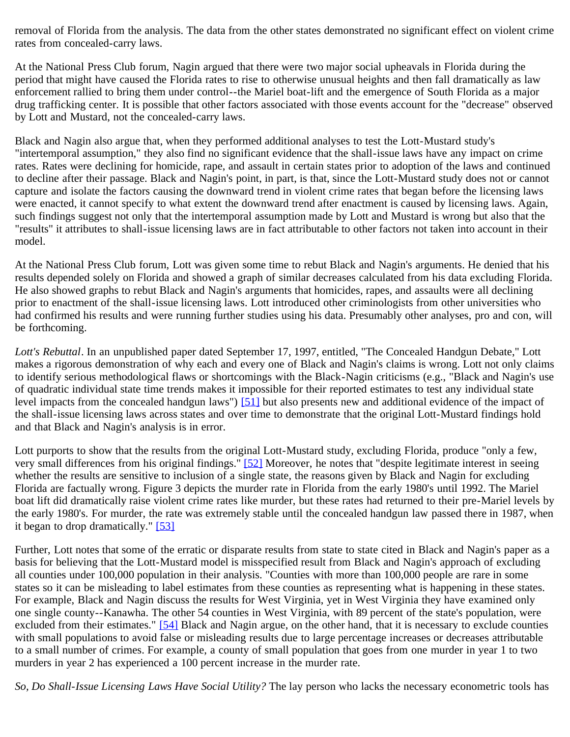removal of Florida from the analysis. The data from the other states demonstrated no significant effect on violent crime rates from concealed-carry laws.

At the National Press Club forum, Nagin argued that there were two major social upheavals in Florida during the period that might have caused the Florida rates to rise to otherwise unusual heights and then fall dramatically as law enforcement rallied to bring them under control--the Mariel boat-lift and the emergence of South Florida as a major drug trafficking center. It is possible that other factors associated with those events account for the "decrease" observed by Lott and Mustard, not the concealed-carry laws.

Black and Nagin also argue that, when they performed additional analyses to test the Lott-Mustard study's "intertemporal assumption," they also find no significant evidence that the shall-issue laws have any impact on crime rates. Rates were declining for homicide, rape, and assault in certain states prior to adoption of the laws and continued to decline after their passage. Black and Nagin's point, in part, is that, since the Lott-Mustard study does not or cannot capture and isolate the factors causing the downward trend in violent crime rates that began before the licensing laws were enacted, it cannot specify to what extent the downward trend after enactment is caused by licensing laws. Again, such findings suggest not only that the intertemporal assumption made by Lott and Mustard is wrong but also that the "results" it attributes to shall-issue licensing laws are in fact attributable to other factors not taken into account in their model.

At the National Press Club forum, Lott was given some time to rebut Black and Nagin's arguments. He denied that his results depended solely on Florida and showed a graph of similar decreases calculated from his data excluding Florida. He also showed graphs to rebut Black and Nagin's arguments that homicides, rapes, and assaults were all declining prior to enactment of the shall-issue licensing laws. Lott introduced other criminologists from other universities who had confirmed his results and were running further studies using his data. Presumably other analyses, pro and con, will be forthcoming.

*Lott's Rebuttal*. In an unpublished paper dated September 17, 1997, entitled, "The Concealed Handgun Debate," Lott makes a rigorous demonstration of why each and every one of Black and Nagin's claims is wrong. Lott not only claims to identify serious methodological flaws or shortcomings with the Black-Nagin criticisms (e.g., "Black and Nagin's use of quadratic individual state time trends makes it impossible for their reported estimates to test any individual state level impacts from the concealed handgun laws") [51] but also presents new and additional evidence of the impact of the shall-issue licensing laws across states and over time to demonstrate that the original Lott-Mustard findings hold and that Black and Nagin's analysis is in error.

Lott purports to show that the results from the original Lott-Mustard study, excluding Florida, produce "only a few, very small differences from his original findings." [52] Moreover, he notes that "despite legitimate interest in seeing whether the results are sensitive to inclusion of a single state, the reasons given by Black and Nagin for excluding Florida are factually wrong. Figure 3 depicts the murder rate in Florida from the early 1980's until 1992. The Mariel boat lift did dramatically raise violent crime rates like murder, but these rates had returned to their pre-Mariel levels by the early 1980's. For murder, the rate was extremely stable until the concealed handgun law passed there in 1987, when it began to drop dramatically." [53]

Further, Lott notes that some of the erratic or disparate results from state to state cited in Black and Nagin's paper as a basis for believing that the Lott-Mustard model is misspecified result from Black and Nagin's approach of excluding all counties under 100,000 population in their analysis. "Counties with more than 100,000 people are rare in some states so it can be misleading to label estimates from these counties as representing what is happening in these states. For example, Black and Nagin discuss the results for West Virginia, yet in West Virginia they have examined only one single county--Kanawha. The other 54 counties in West Virginia, with 89 percent of the state's population, were excluded from their estimates." [54] Black and Nagin argue, on the other hand, that it is necessary to exclude counties with small populations to avoid false or misleading results due to large percentage increases or decreases attributable to a small number of crimes. For example, a county of small population that goes from one murder in year 1 to two murders in year 2 has experienced a 100 percent increase in the murder rate.

*So, Do Shall-Issue Licensing Laws Have Social Utility?* The lay person who lacks the necessary econometric tools has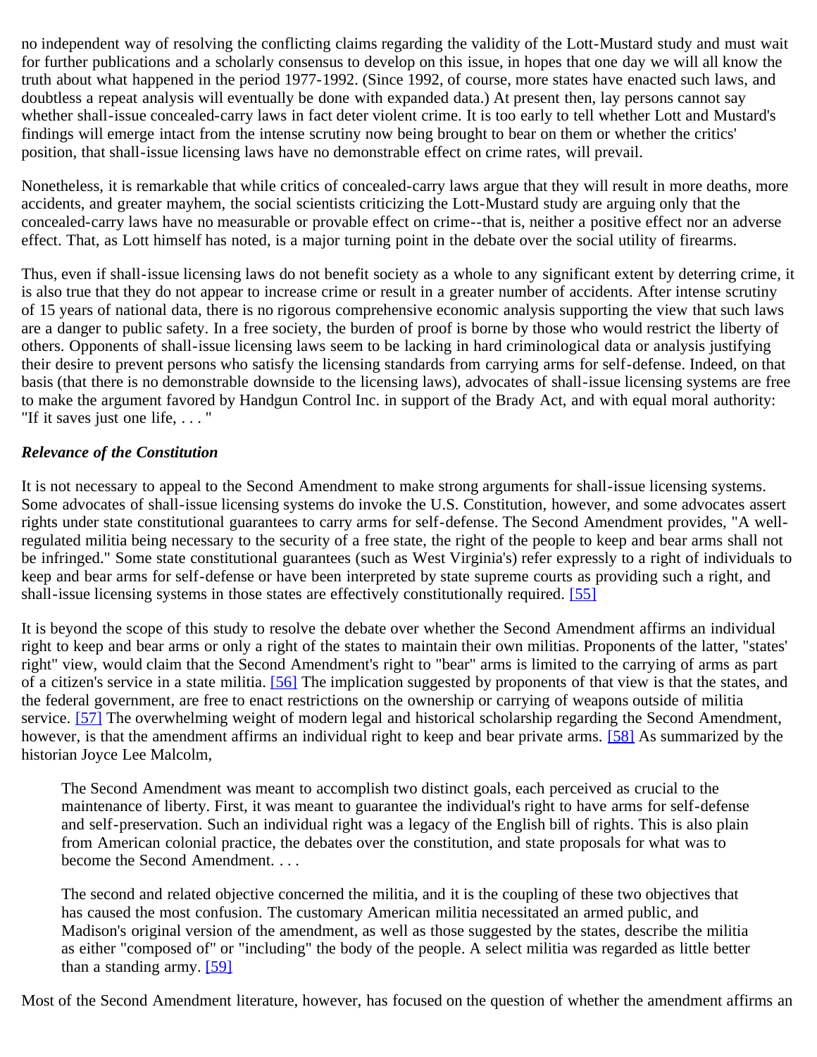no independent way of resolving the conflicting claims regarding the validity of the Lott-Mustard study and must wait for further publications and a scholarly consensus to develop on this issue, in hopes that one day we will all know the truth about what happened in the period 1977-1992. (Since 1992, of course, more states have enacted such laws, and doubtless a repeat analysis will eventually be done with expanded data.) At present then, lay persons cannot say whether shall-issue concealed-carry laws in fact deter violent crime. It is too early to tell whether Lott and Mustard's findings will emerge intact from the intense scrutiny now being brought to bear on them or whether the critics' position, that shall-issue licensing laws have no demonstrable effect on crime rates, will prevail.

Nonetheless, it is remarkable that while critics of concealed-carry laws argue that they will result in more deaths, more accidents, and greater mayhem, the social scientists criticizing the Lott-Mustard study are arguing only that the concealed-carry laws have no measurable or provable effect on crime--that is, neither a positive effect nor an adverse effect. That, as Lott himself has noted, is a major turning point in the debate over the social utility of firearms.

Thus, even if shall-issue licensing laws do not benefit society as a whole to any significant extent by deterring crime, it is also true that they do not appear to increase crime or result in a greater number of accidents. After intense scrutiny of 15 years of national data, there is no rigorous comprehensive economic analysis supporting the view that such laws are a danger to public safety. In a free society, the burden of proof is borne by those who would restrict the liberty of others. Opponents of shall-issue licensing laws seem to be lacking in hard criminological data or analysis justifying their desire to prevent persons who satisfy the licensing standards from carrying arms for self-defense. Indeed, on that basis (that there is no demonstrable downside to the licensing laws), advocates of shall-issue licensing systems are free to make the argument favored by Handgun Control Inc. in support of the Brady Act, and with equal moral authority: "If it saves just one life, . . . "

### *Relevance of the Constitution*

It is not necessary to appeal to the Second Amendment to make strong arguments for shall-issue licensing systems. Some advocates of shall-issue licensing systems do invoke the U.S. Constitution, however, and some advocates assert rights under state constitutional guarantees to carry arms for self-defense. The Second Amendment provides, "A well-regulated militia being necessary to the security of a free state, the right of the people to keep and bear arms shall not be infringed." Some state constitutional guarantees (such as West Virginia's) refer expressly to a right of individuals to keep and bear arms for self-defense or have been interpreted by state supreme courts as providing such a right, and shall-issue licensing systems in those states are effectively constitutionally required. [55]

It is beyond the scope of this study to resolve the debate over whether the Second Amendment affirms an individual right to keep and bear arms or only a right of the states to maintain their own militias. Proponents of the latter, "states' right" view, would claim that the Second Amendment's right to "bear" arms is limited to the carrying of arms as part of a citizen's service in a state militia. [56] The implication suggested by proponents of that view is that the states, and the federal government, are free to enact restrictions on the ownership or carrying of weapons outside of militia service. [57] The overwhelming weight of modern legal and historical scholarship regarding the Second Amendment, however, is that the amendment affirms an individual right to keep and bear private arms. [58] As summarized by the historian Joyce Lee Malcolm,

> The Second Amendment was meant to accomplish two distinct goals, each perceived as crucial to the maintenance of liberty. First, it was meant to guarantee the individual's right to have arms for self-defense and self-preservation. Such an individual right was a legacy of the English bill of rights. This is also plain from American colonial practice, the debates over the constitution, and state proposals for what was to become the Second Amendment. . . .
>
> The second and related objective concerned the militia, and it is the coupling of these two objectives that has caused the most confusion. The customary American militia necessitated an armed public, and Madison's original version of the amendment, as well as those suggested by the states, describe the militia as either "composed of" or "including" the body of the people. A select militia was regarded as little better than a standing army. [59]

Most of the Second Amendment literature, however, has focused on the question of whether the amendment affirms an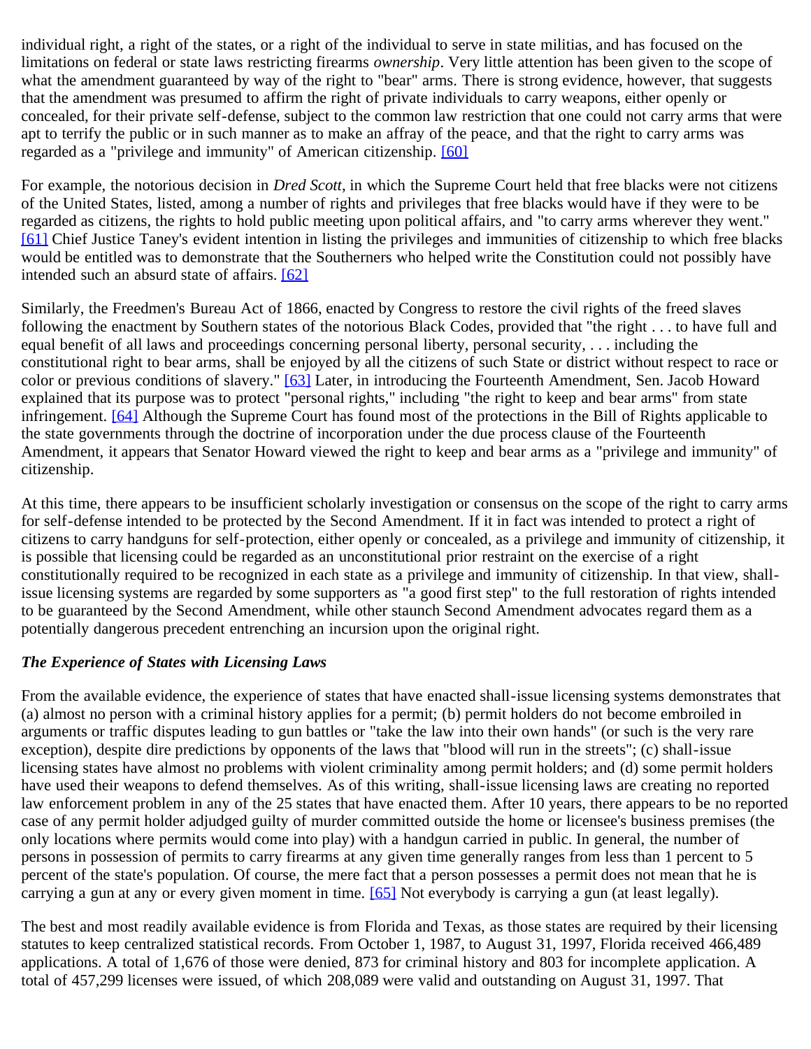individual right, a right of the states, or a right of the individual to serve in state militias, and has focused on the limitations on federal or state laws restricting firearms *ownership*. Very little attention has been given to the scope of what the amendment guaranteed by way of the right to "bear" arms. There is strong evidence, however, that suggests that the amendment was presumed to affirm the right of private individuals to carry weapons, either openly or concealed, for their private self-defense, subject to the common law restriction that one could not carry arms that were apt to terrify the public or in such manner as to make an affray of the peace, and that the right to carry arms was regarded as a "privilege and immunity" of American citizenship. [60]

For example, the notorious decision in *Dred Scott*, in which the Supreme Court held that free blacks were not citizens of the United States, listed, among a number of rights and privileges that free blacks would have if they were to be regarded as citizens, the rights to hold public meeting upon political affairs, and "to carry arms wherever they went." [61] Chief Justice Taney's evident intention in listing the privileges and immunities of citizenship to which free blacks would be entitled was to demonstrate that the Southerners who helped write the Constitution could not possibly have intended such an absurd state of affairs. [62]

Similarly, the Freedmen's Bureau Act of 1866, enacted by Congress to restore the civil rights of the freed slaves following the enactment by Southern states of the notorious Black Codes, provided that "the right . . . to have full and equal benefit of all laws and proceedings concerning personal liberty, personal security, . . . including the constitutional right to bear arms, shall be enjoyed by all the citizens of such State or district without respect to race or color or previous conditions of slavery." [63] Later, in introducing the Fourteenth Amendment, Sen. Jacob Howard explained that its purpose was to protect "personal rights," including "the right to keep and bear arms" from state infringement. [64] Although the Supreme Court has found most of the protections in the Bill of Rights applicable to the state governments through the doctrine of incorporation under the due process clause of the Fourteenth Amendment, it appears that Senator Howard viewed the right to keep and bear arms as a "privilege and immunity" of citizenship.

At this time, there appears to be insufficient scholarly investigation or consensus on the scope of the right to carry arms for self-defense intended to be protected by the Second Amendment. If it in fact was intended to protect a right of citizens to carry handguns for self-protection, either openly or concealed, as a privilege and immunity of citizenship, it is possible that licensing could be regarded as an unconstitutional prior restraint on the exercise of a right constitutionally required to be recognized in each state as a privilege and immunity of citizenship. In that view, shall-issue licensing systems are regarded by some supporters as "a good first step" to the full restoration of rights intended to be guaranteed by the Second Amendment, while other staunch Second Amendment advocates regard them as a potentially dangerous precedent entrenching an incursion upon the original right.

### *The Experience of States with Licensing Laws*

From the available evidence, the experience of states that have enacted shall-issue licensing systems demonstrates that (a) almost no person with a criminal history applies for a permit; (b) permit holders do not become embroiled in arguments or traffic disputes leading to gun battles or "take the law into their own hands" (or such is the very rare exception), despite dire predictions by opponents of the laws that "blood will run in the streets"; (c) shall-issue licensing states have almost no problems with violent criminality among permit holders; and (d) some permit holders have used their weapons to defend themselves. As of this writing, shall-issue licensing laws are creating no reported law enforcement problem in any of the 25 states that have enacted them. After 10 years, there appears to be no reported case of any permit holder adjudged guilty of murder committed outside the home or licensee's business premises (the only locations where permits would come into play) with a handgun carried in public. In general, the number of persons in possession of permits to carry firearms at any given time generally ranges from less than 1 percent to 5 percent of the state's population. Of course, the mere fact that a person possesses a permit does not mean that he is carrying a gun at any or every given moment in time. [65] Not everybody is carrying a gun (at least legally).

The best and most readily available evidence is from Florida and Texas, as those states are required by their licensing statutes to keep centralized statistical records. From October 1, 1987, to August 31, 1997, Florida received 466,489 applications. A total of 1,676 of those were denied, 873 for criminal history and 803 for incomplete application. A total of 457,299 licenses were issued, of which 208,089 were valid and outstanding on August 31, 1997. That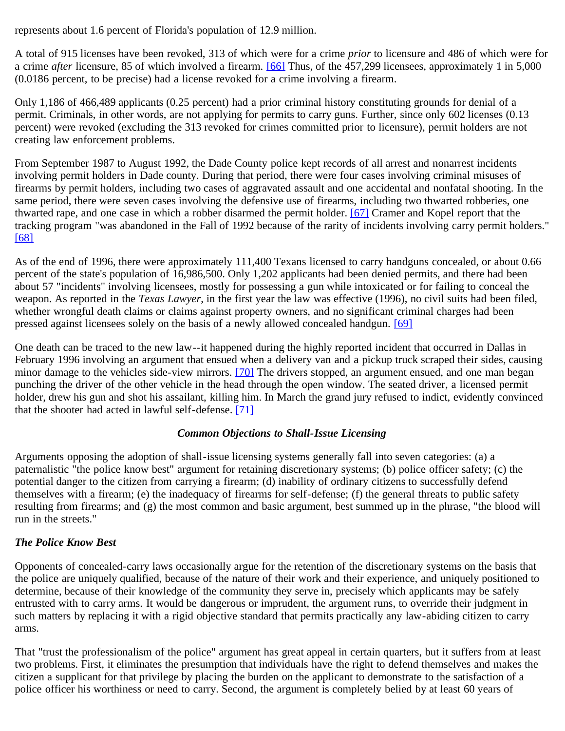represents about 1.6 percent of Florida's population of 12.9 million.

A total of 915 licenses have been revoked, 313 of which were for a crime *prior* to licensure and 486 of which were for a crime *after* licensure, 85 of which involved a firearm. [66] Thus, of the 457,299 licensees, approximately 1 in 5,000 (0.0186 percent, to be precise) had a license revoked for a crime involving a firearm.

Only 1,186 of 466,489 applicants (0.25 percent) had a prior criminal history constituting grounds for denial of a permit. Criminals, in other words, are not applying for permits to carry guns. Further, since only 602 licenses (0.13 percent) were revoked (excluding the 313 revoked for crimes committed prior to licensure), permit holders are not creating law enforcement problems.

From September 1987 to August 1992, the Dade County police kept records of all arrest and nonarrest incidents involving permit holders in Dade county. During that period, there were four cases involving criminal misuses of firearms by permit holders, including two cases of aggravated assault and one accidental and nonfatal shooting. In the same period, there were seven cases involving the defensive use of firearms, including two thwarted robberies, one thwarted rape, and one case in which a robber disarmed the permit holder. [67] Cramer and Kopel report that the tracking program "was abandoned in the Fall of 1992 because of the rarity of incidents involving carry permit holders." [68]

As of the end of 1996, there were approximately 111,400 Texans licensed to carry handguns concealed, or about 0.66 percent of the state's population of 16,986,500. Only 1,202 applicants had been denied permits, and there had been about 57 "incidents" involving licensees, mostly for possessing a gun while intoxicated or for failing to conceal the weapon. As reported in the *Texas Lawyer*, in the first year the law was effective (1996), no civil suits had been filed, whether wrongful death claims or claims against property owners, and no significant criminal charges had been pressed against licensees solely on the basis of a newly allowed concealed handgun. [69]

One death can be traced to the new law--it happened during the highly reported incident that occurred in Dallas in February 1996 involving an argument that ensued when a delivery van and a pickup truck scraped their sides, causing minor damage to the vehicles side-view mirrors. [70] The drivers stopped, an argument ensued, and one man began punching the driver of the other vehicle in the head through the open window. The seated driver, a licensed permit holder, drew his gun and shot his assailant, killing him. In March the grand jury refused to indict, evidently convinced that the shooter had acted in lawful self-defense. [71]

### *Common Objections to Shall-Issue Licensing*

Arguments opposing the adoption of shall-issue licensing systems generally fall into seven categories: (a) a paternalistic "the police know best" argument for retaining discretionary systems; (b) police officer safety; (c) the potential danger to the citizen from carrying a firearm; (d) inability of ordinary citizens to successfully defend themselves with a firearm; (e) the inadequacy of firearms for self-defense; (f) the general threats to public safety resulting from firearms; and (g) the most common and basic argument, best summed up in the phrase, "the blood will run in the streets."

#### *The Police Know Best*

Opponents of concealed-carry laws occasionally argue for the retention of the discretionary systems on the basis that the police are uniquely qualified, because of the nature of their work and their experience, and uniquely positioned to determine, because of their knowledge of the community they serve in, precisely which applicants may be safely entrusted with to carry arms. It would be dangerous or imprudent, the argument runs, to override their judgment in such matters by replacing it with a rigid objective standard that permits practically any law-abiding citizen to carry arms.

That "trust the professionalism of the police" argument has great appeal in certain quarters, but it suffers from at least two problems. First, it eliminates the presumption that individuals have the right to defend themselves and makes the citizen a supplicant for that privilege by placing the burden on the applicant to demonstrate to the satisfaction of a police officer his worthiness or need to carry. Second, the argument is completely belied by at least 60 years of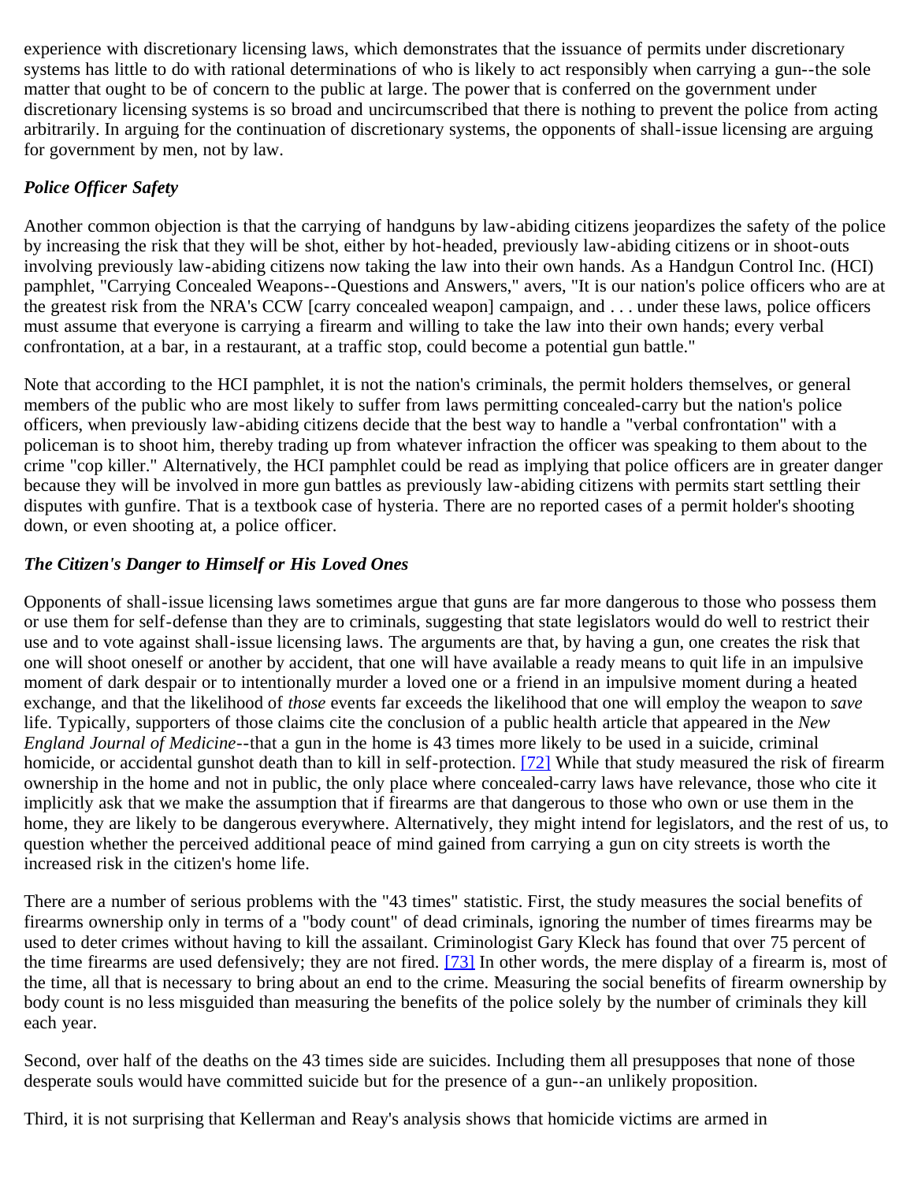experience with discretionary licensing laws, which demonstrates that the issuance of permits under discretionary systems has little to do with rational determinations of who is likely to act responsibly when carrying a gun--the sole matter that ought to be of concern to the public at large. The power that is conferred on the government under discretionary licensing systems is so broad and uncircumscribed that there is nothing to prevent the police from acting arbitrarily. In arguing for the continuation of discretionary systems, the opponents of shall-issue licensing are arguing for government by men, not by law.

### *Police Officer Safety*

Another common objection is that the carrying of handguns by law-abiding citizens jeopardizes the safety of the police by increasing the risk that they will be shot, either by hot-headed, previously law-abiding citizens or in shoot-outs involving previously law-abiding citizens now taking the law into their own hands. As a Handgun Control Inc. (HCI) pamphlet, "Carrying Concealed Weapons--Questions and Answers," avers, "It is our nation's police officers who are at the greatest risk from the NRA's CCW [carry concealed weapon] campaign, and . . . under these laws, police officers must assume that everyone is carrying a firearm and willing to take the law into their own hands; every verbal confrontation, at a bar, in a restaurant, at a traffic stop, could become a potential gun battle."

Note that according to the HCI pamphlet, it is not the nation's criminals, the permit holders themselves, or general members of the public who are most likely to suffer from laws permitting concealed-carry but the nation's police officers, when previously law-abiding citizens decide that the best way to handle a "verbal confrontation" with a policeman is to shoot him, thereby trading up from whatever infraction the officer was speaking to them about to the crime "cop killer." Alternatively, the HCI pamphlet could be read as implying that police officers are in greater danger because they will be involved in more gun battles as previously law-abiding citizens with permits start settling their disputes with gunfire. That is a textbook case of hysteria. There are no reported cases of a permit holder's shooting down, or even shooting at, a police officer.

### *The Citizen's Danger to Himself or His Loved Ones*

Opponents of shall-issue licensing laws sometimes argue that guns are far more dangerous to those who possess them or use them for self-defense than they are to criminals, suggesting that state legislators would do well to restrict their use and to vote against shall-issue licensing laws. The arguments are that, by having a gun, one creates the risk that one will shoot oneself or another by accident, that one will have available a ready means to quit life in an impulsive moment of dark despair or to intentionally murder a loved one or a friend in an impulsive moment during a heated exchange, and that the likelihood of *those* events far exceeds the likelihood that one will employ the weapon to *save* life. Typically, supporters of those claims cite the conclusion of a public health article that appeared in the *New England Journal of Medicine*--that a gun in the home is 43 times more likely to be used in a suicide, criminal homicide, or accidental gunshot death than to kill in self-protection. [72] While that study measured the risk of firearm ownership in the home and not in public, the only place where concealed-carry laws have relevance, those who cite it implicitly ask that we make the assumption that if firearms are that dangerous to those who own or use them in the home, they are likely to be dangerous everywhere. Alternatively, they might intend for legislators, and the rest of us, to question whether the perceived additional peace of mind gained from carrying a gun on city streets is worth the increased risk in the citizen's home life.

There are a number of serious problems with the "43 times" statistic. First, the study measures the social benefits of firearms ownership only in terms of a "body count" of dead criminals, ignoring the number of times firearms may be used to deter crimes without having to kill the assailant. Criminologist Gary Kleck has found that over 75 percent of the time firearms are used defensively; they are not fired. [73] In other words, the mere display of a firearm is, most of the time, all that is necessary to bring about an end to the crime. Measuring the social benefits of firearm ownership by body count is no less misguided than measuring the benefits of the police solely by the number of criminals they kill each year.

Second, over half of the deaths on the 43 times side are suicides. Including them all presupposes that none of those desperate souls would have committed suicide but for the presence of a gun--an unlikely proposition.

Third, it is not surprising that Kellerman and Reay's analysis shows that homicide victims are armed in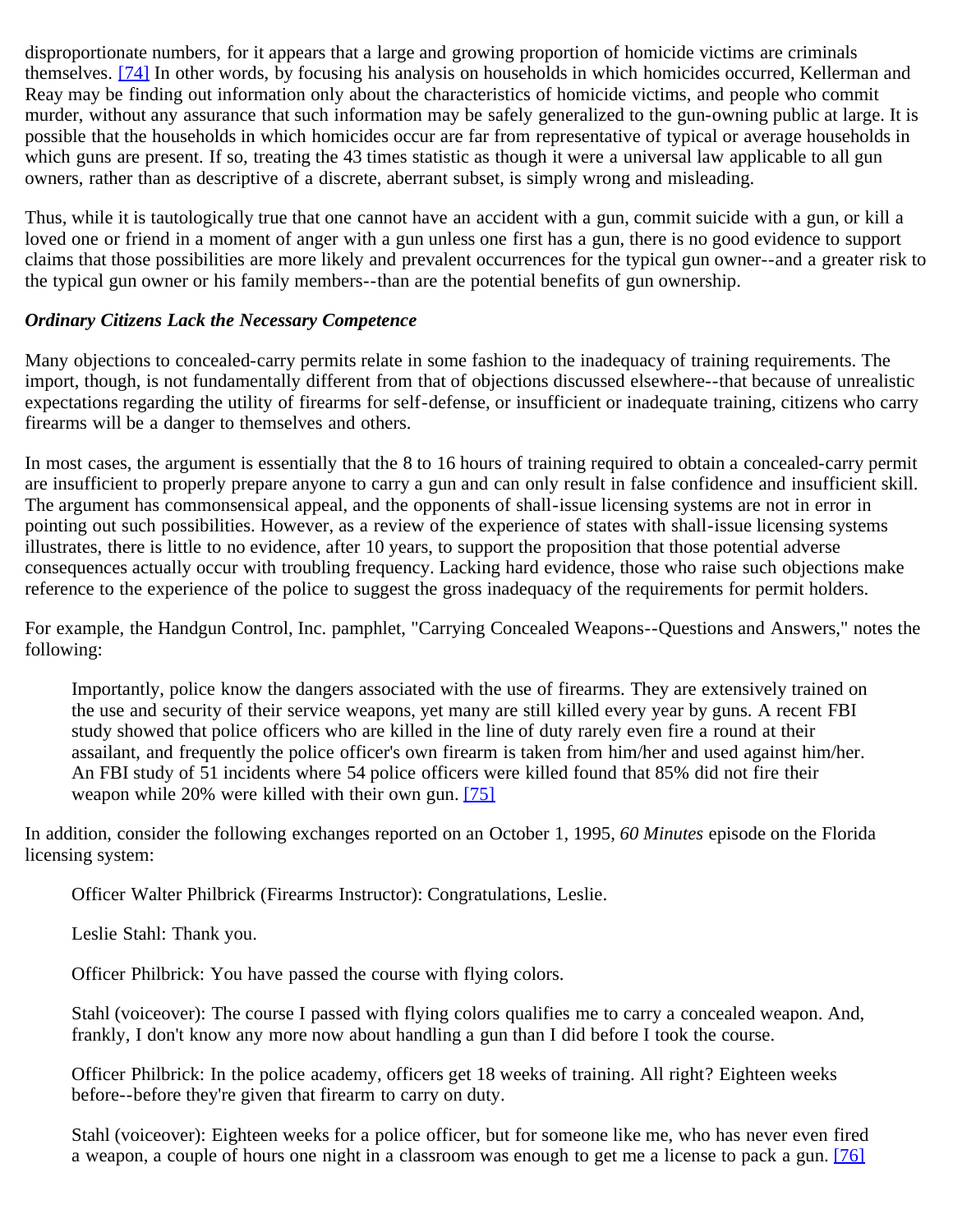disproportionate numbers, for it appears that a large and growing proportion of homicide victims are criminals themselves. [74] In other words, by focusing his analysis on households in which homicides occurred, Kellerman and Reay may be finding out information only about the characteristics of homicide victims, and people who commit murder, without any assurance that such information may be safely generalized to the gun-owning public at large. It is possible that the households in which homicides occur are far from representative of typical or average households in which guns are present. If so, treating the 43 times statistic as though it were a universal law applicable to all gun owners, rather than as descriptive of a discrete, aberrant subset, is simply wrong and misleading.

Thus, while it is tautologically true that one cannot have an accident with a gun, commit suicide with a gun, or kill a loved one or friend in a moment of anger with a gun unless one first has a gun, there is no good evidence to support claims that those possibilities are more likely and prevalent occurrences for the typical gun owner--and a greater risk to the typical gun owner or his family members--than are the potential benefits of gun ownership.

### *Ordinary Citizens Lack the Necessary Competence*

Many objections to concealed-carry permits relate in some fashion to the inadequacy of training requirements. The import, though, is not fundamentally different from that of objections discussed elsewhere--that because of unrealistic expectations regarding the utility of firearms for self-defense, or insufficient or inadequate training, citizens who carry firearms will be a danger to themselves and others.

In most cases, the argument is essentially that the 8 to 16 hours of training required to obtain a concealed-carry permit are insufficient to properly prepare anyone to carry a gun and can only result in false confidence and insufficient skill. The argument has commonsensical appeal, and the opponents of shall-issue licensing systems are not in error in pointing out such possibilities. However, as a review of the experience of states with shall-issue licensing systems illustrates, there is little to no evidence, after 10 years, to support the proposition that those potential adverse consequences actually occur with troubling frequency. Lacking hard evidence, those who raise such objections make reference to the experience of the police to suggest the gross inadequacy of the requirements for permit holders.

For example, the Handgun Control, Inc. pamphlet, "Carrying Concealed Weapons--Questions and Answers," notes the following:

> Importantly, police know the dangers associated with the use of firearms. They are extensively trained on the use and security of their service weapons, yet many are still killed every year by guns. A recent FBI study showed that police officers who are killed in the line of duty rarely even fire a round at their assailant, and frequently the police officer's own firearm is taken from him/her and used against him/her. An FBI study of 51 incidents where 54 police officers were killed found that 85% did not fire their weapon while 20% were killed with their own gun. [75]

In addition, consider the following exchanges reported on an October 1, 1995, *60 Minutes* episode on the Florida licensing system:

> Officer Walter Philbrick (Firearms Instructor): Congratulations, Leslie.
>
> Leslie Stahl: Thank you.
>
> Officer Philbrick: You have passed the course with flying colors.
>
> Stahl (voiceover): The course I passed with flying colors qualifies me to carry a concealed weapon. And, frankly, I don't know any more now about handling a gun than I did before I took the course.
>
> Officer Philbrick: In the police academy, officers get 18 weeks of training. All right? Eighteen weeks before--before they're given that firearm to carry on duty.
>
> Stahl (voiceover): Eighteen weeks for a police officer, but for someone like me, who has never even fired a weapon, a couple of hours one night in a classroom was enough to get me a license to pack a gun. [76]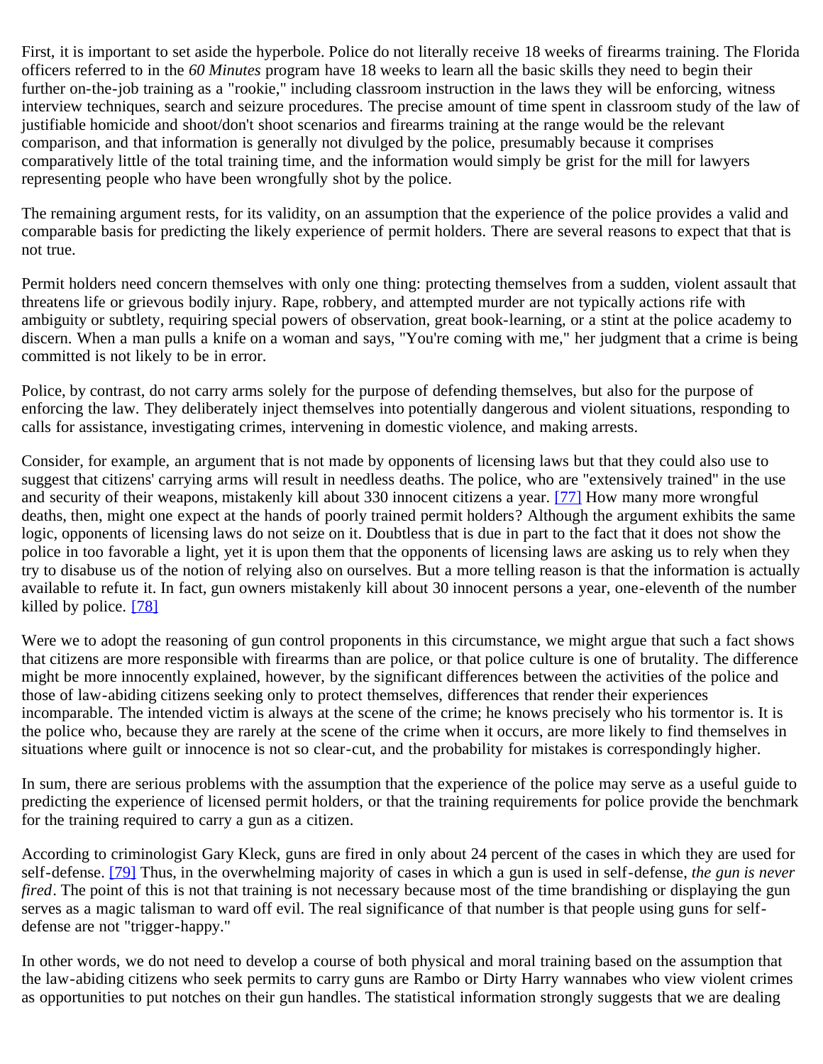First, it is important to set aside the hyperbole. Police do not literally receive 18 weeks of firearms training. The Florida officers referred to in the *60 Minutes* program have 18 weeks to learn all the basic skills they need to begin their further on-the-job training as a "rookie," including classroom instruction in the laws they will be enforcing, witness interview techniques, search and seizure procedures. The precise amount of time spent in classroom study of the law of justifiable homicide and shoot/don't shoot scenarios and firearms training at the range would be the relevant comparison, and that information is generally not divulged by the police, presumably because it comprises comparatively little of the total training time, and the information would simply be grist for the mill for lawyers representing people who have been wrongfully shot by the police.

The remaining argument rests, for its validity, on an assumption that the experience of the police provides a valid and comparable basis for predicting the likely experience of permit holders. There are several reasons to expect that that is not true.

Permit holders need concern themselves with only one thing: protecting themselves from a sudden, violent assault that threatens life or grievous bodily injury. Rape, robbery, and attempted murder are not typically actions rife with ambiguity or subtlety, requiring special powers of observation, great book-learning, or a stint at the police academy to discern. When a man pulls a knife on a woman and says, "You're coming with me," her judgment that a crime is being committed is not likely to be in error.

Police, by contrast, do not carry arms solely for the purpose of defending themselves, but also for the purpose of enforcing the law. They deliberately inject themselves into potentially dangerous and violent situations, responding to calls for assistance, investigating crimes, intervening in domestic violence, and making arrests.

Consider, for example, an argument that is not made by opponents of licensing laws but that they could also use to suggest that citizens' carrying arms will result in needless deaths. The police, who are "extensively trained" in the use and security of their weapons, mistakenly kill about 330 innocent citizens a year. [77] How many more wrongful deaths, then, might one expect at the hands of poorly trained permit holders? Although the argument exhibits the same logic, opponents of licensing laws do not seize on it. Doubtless that is due in part to the fact that it does not show the police in too favorable a light, yet it is upon them that the opponents of licensing laws are asking us to rely when they try to disabuse us of the notion of relying also on ourselves. But a more telling reason is that the information is actually available to refute it. In fact, gun owners mistakenly kill about 30 innocent persons a year, one-eleventh of the number killed by police. [78]

Were we to adopt the reasoning of gun control proponents in this circumstance, we might argue that such a fact shows that citizens are more responsible with firearms than are police, or that police culture is one of brutality. The difference might be more innocently explained, however, by the significant differences between the activities of the police and those of law-abiding citizens seeking only to protect themselves, differences that render their experiences incomparable. The intended victim is always at the scene of the crime; he knows precisely who his tormentor is. It is the police who, because they are rarely at the scene of the crime when it occurs, are more likely to find themselves in situations where guilt or innocence is not so clear-cut, and the probability for mistakes is correspondingly higher.

In sum, there are serious problems with the assumption that the experience of the police may serve as a useful guide to predicting the experience of licensed permit holders, or that the training requirements for police provide the benchmark for the training required to carry a gun as a citizen.

According to criminologist Gary Kleck, guns are fired in only about 24 percent of the cases in which they are used for self-defense. [79] Thus, in the overwhelming majority of cases in which a gun is used in self-defense, *the gun is never fired*. The point of this is not that training is not necessary because most of the time brandishing or displaying the gun serves as a magic talisman to ward off evil. The real significance of that number is that people using guns for self-defense are not "trigger-happy."

In other words, we do not need to develop a course of both physical and moral training based on the assumption that the law-abiding citizens who seek permits to carry guns are Rambo or Dirty Harry wannabes who view violent crimes as opportunities to put notches on their gun handles. The statistical information strongly suggests that we are dealing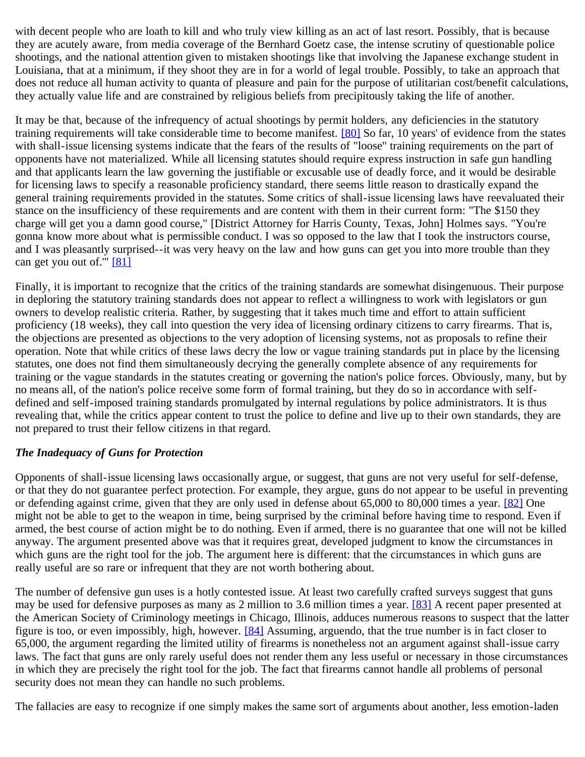with decent people who are loath to kill and who truly view killing as an act of last resort. Possibly, that is because they are acutely aware, from media coverage of the Bernhard Goetz case, the intense scrutiny of questionable police shootings, and the national attention given to mistaken shootings like that involving the Japanese exchange student in Louisiana, that at a minimum, if they shoot they are in for a world of legal trouble. Possibly, to take an approach that does not reduce all human activity to quanta of pleasure and pain for the purpose of utilitarian cost/benefit calculations, they actually value life and are constrained by religious beliefs from precipitously taking the life of another.

It may be that, because of the infrequency of actual shootings by permit holders, any deficiencies in the statutory training requirements will take considerable time to become manifest. [80] So far, 10 years' of evidence from the states with shall-issue licensing systems indicate that the fears of the results of "loose" training requirements on the part of opponents have not materialized. While all licensing statutes should require express instruction in safe gun handling and that applicants learn the law governing the justifiable or excusable use of deadly force, and it would be desirable for licensing laws to specify a reasonable proficiency standard, there seems little reason to drastically expand the general training requirements provided in the statutes. Some critics of shall-issue licensing laws have reevaluated their stance on the insufficiency of these requirements and are content with them in their current form: "The $150 they charge will get you a damn good course," [District Attorney for Harris County, Texas, John] Holmes says. "You're gonna know more about what is permissible conduct. I was so opposed to the law that I took the instructors course, and I was pleasantly surprised--it was very heavy on the law and how guns can get you into more trouble than they can get you out of.'" [81]

Finally, it is important to recognize that the critics of the training standards are somewhat disingenuous. Their purpose in deploring the statutory training standards does not appear to reflect a willingness to work with legislators or gun owners to develop realistic criteria. Rather, by suggesting that it takes much time and effort to attain sufficient proficiency (18 weeks), they call into question the very idea of licensing ordinary citizens to carry firearms. That is, the objections are presented as objections to the very adoption of licensing systems, not as proposals to refine their operation. Note that while critics of these laws decry the low or vague training standards put in place by the licensing statutes, one does not find them simultaneously decrying the generally complete absence of any requirements for training or the vague standards in the statutes creating or governing the nation's police forces. Obviously, many, but by no means all, of the nation's police receive some form of formal training, but they do so in accordance with self-defined and self-imposed training standards promulgated by internal regulations by police administrators. It is thus revealing that, while the critics appear content to trust the police to define and live up to their own standards, they are not prepared to trust their fellow citizens in that regard.

### *The Inadequacy of Guns for Protection*

Opponents of shall-issue licensing laws occasionally argue, or suggest, that guns are not very useful for self-defense, or that they do not guarantee perfect protection. For example, they argue, guns do not appear to be useful in preventing or defending against crime, given that they are only used in defense about 65,000 to 80,000 times a year. [82] One might not be able to get to the weapon in time, being surprised by the criminal before having time to respond. Even if armed, the best course of action might be to do nothing. Even if armed, there is no guarantee that one will not be killed anyway. The argument presented above was that it requires great, developed judgment to know the circumstances in which guns are the right tool for the job. The argument here is different: that the circumstances in which guns are really useful are so rare or infrequent that they are not worth bothering about.

The number of defensive gun uses is a hotly contested issue. At least two carefully crafted surveys suggest that guns may be used for defensive purposes as many as 2 million to 3.6 million times a year. [83] A recent paper presented at the American Society of Criminology meetings in Chicago, Illinois, adduces numerous reasons to suspect that the latter figure is too, or even impossibly, high, however. [84] Assuming, arguendo, that the true number is in fact closer to 65,000, the argument regarding the limited utility of firearms is nonetheless not an argument against shall-issue carry laws. The fact that guns are only rarely useful does not render them any less useful or necessary in those circumstances in which they are precisely the right tool for the job. The fact that firearms cannot handle all problems of personal security does not mean they can handle no such problems.

The fallacies are easy to recognize if one simply makes the same sort of arguments about another, less emotion-laden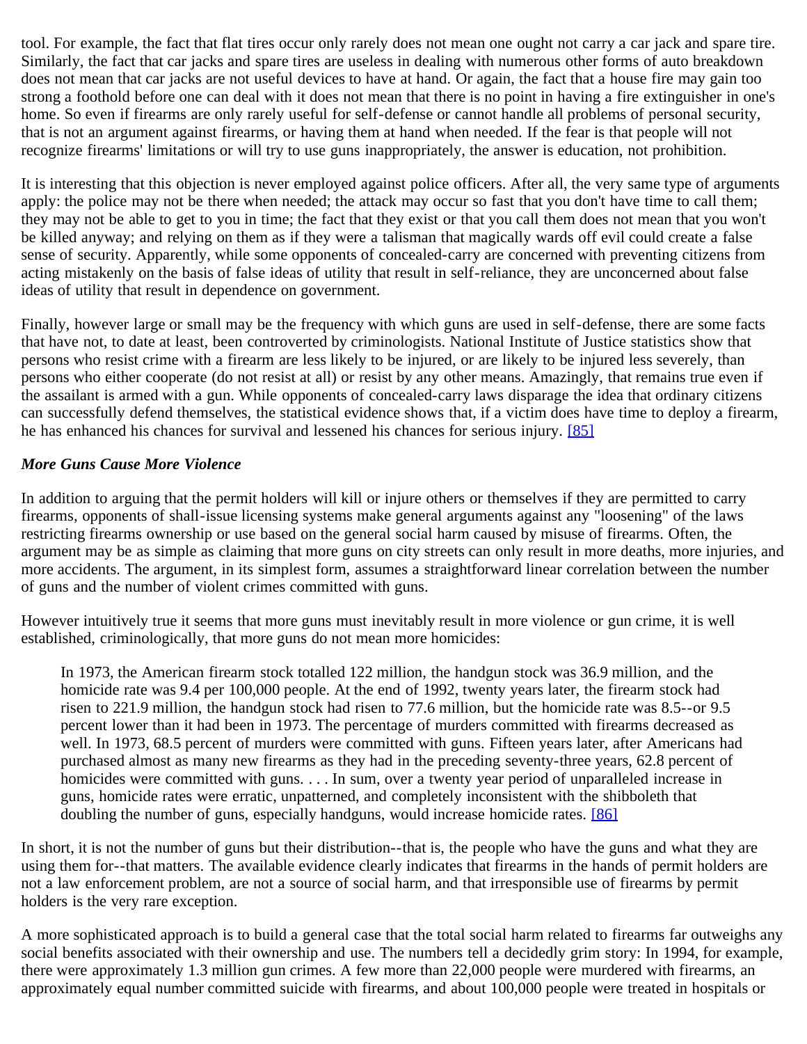tool. For example, the fact that flat tires occur only rarely does not mean one ought not carry a car jack and spare tire. Similarly, the fact that car jacks and spare tires are useless in dealing with numerous other forms of auto breakdown does not mean that car jacks are not useful devices to have at hand. Or again, the fact that a house fire may gain too strong a foothold before one can deal with it does not mean that there is no point in having a fire extinguisher in one's home. So even if firearms are only rarely useful for self-defense or cannot handle all problems of personal security, that is not an argument against firearms, or having them at hand when needed. If the fear is that people will not recognize firearms' limitations or will try to use guns inappropriately, the answer is education, not prohibition.

It is interesting that this objection is never employed against police officers. After all, the very same type of arguments apply: the police may not be there when needed; the attack may occur so fast that you don't have time to call them; they may not be able to get to you in time; the fact that they exist or that you call them does not mean that you won't be killed anyway; and relying on them as if they were a talisman that magically wards off evil could create a false sense of security. Apparently, while some opponents of concealed-carry are concerned with preventing citizens from acting mistakenly on the basis of false ideas of utility that result in self-reliance, they are unconcerned about false ideas of utility that result in dependence on government.

Finally, however large or small may be the frequency with which guns are used in self-defense, there are some facts that have not, to date at least, been controverted by criminologists. National Institute of Justice statistics show that persons who resist crime with a firearm are less likely to be injured, or are likely to be injured less severely, than persons who either cooperate (do not resist at all) or resist by any other means. Amazingly, that remains true even if the assailant is armed with a gun. While opponents of concealed-carry laws disparage the idea that ordinary citizens can successfully defend themselves, the statistical evidence shows that, if a victim does have time to deploy a firearm, he has enhanced his chances for survival and lessened his chances for serious injury. [85]

***More Guns Cause More Violence***

In addition to arguing that the permit holders will kill or injure others or themselves if they are permitted to carry firearms, opponents of shall-issue licensing systems make general arguments against any "loosening" of the laws restricting firearms ownership or use based on the general social harm caused by misuse of firearms. Often, the argument may be as simple as claiming that more guns on city streets can only result in more deaths, more injuries, and more accidents. The argument, in its simplest form, assumes a straightforward linear correlation between the number of guns and the number of violent crimes committed with guns.

However intuitively true it seems that more guns must inevitably result in more violence or gun crime, it is well established, criminologically, that more guns do not mean more homicides:

> In 1973, the American firearm stock totalled 122 million, the handgun stock was 36.9 million, and the homicide rate was 9.4 per 100,000 people. At the end of 1992, twenty years later, the firearm stock had risen to 221.9 million, the handgun stock had risen to 77.6 million, but the homicide rate was 8.5--or 9.5 percent lower than it had been in 1973. The percentage of murders committed with firearms decreased as well. In 1973, 68.5 percent of murders were committed with guns. Fifteen years later, after Americans had purchased almost as many new firearms as they had in the preceding seventy-three years, 62.8 percent of homicides were committed with guns. . . . In sum, over a twenty year period of unparalleled increase in guns, homicide rates were erratic, unpatterned, and completely inconsistent with the shibboleth that doubling the number of guns, especially handguns, would increase homicide rates. [86]

In short, it is not the number of guns but their distribution--that is, the people who have the guns and what they are using them for--that matters. The available evidence clearly indicates that firearms in the hands of permit holders are not a law enforcement problem, are not a source of social harm, and that irresponsible use of firearms by permit holders is the very rare exception.

A more sophisticated approach is to build a general case that the total social harm related to firearms far outweighs any social benefits associated with their ownership and use. The numbers tell a decidedly grim story: In 1994, for example, there were approximately 1.3 million gun crimes. A few more than 22,000 people were murdered with firearms, an approximately equal number committed suicide with firearms, and about 100,000 people were treated in hospitals or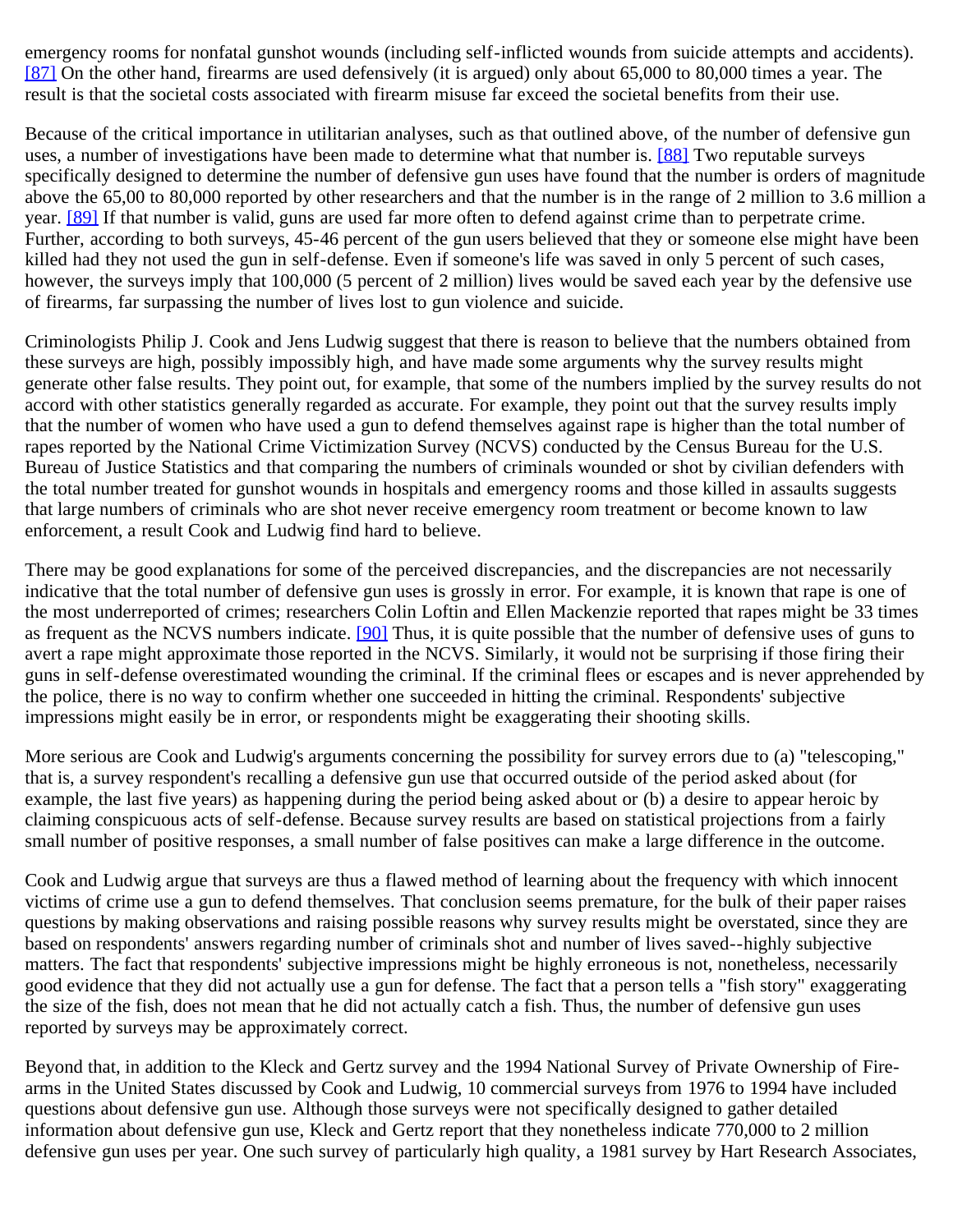emergency rooms for nonfatal gunshot wounds (including self-inflicted wounds from suicide attempts and accidents). [87] On the other hand, firearms are used defensively (it is argued) only about 65,000 to 80,000 times a year. The result is that the societal costs associated with firearm misuse far exceed the societal benefits from their use.

Because of the critical importance in utilitarian analyses, such as that outlined above, of the number of defensive gun uses, a number of investigations have been made to determine what that number is. [88] Two reputable surveys specifically designed to determine the number of defensive gun uses have found that the number is orders of magnitude above the 65,00 to 80,000 reported by other researchers and that the number is in the range of 2 million to 3.6 million a year. [89] If that number is valid, guns are used far more often to defend against crime than to perpetrate crime. Further, according to both surveys, 45-46 percent of the gun users believed that they or someone else might have been killed had they not used the gun in self-defense. Even if someone's life was saved in only 5 percent of such cases, however, the surveys imply that 100,000 (5 percent of 2 million) lives would be saved each year by the defensive use of firearms, far surpassing the number of lives lost to gun violence and suicide.

Criminologists Philip J. Cook and Jens Ludwig suggest that there is reason to believe that the numbers obtained from these surveys are high, possibly impossibly high, and have made some arguments why the survey results might generate other false results. They point out, for example, that some of the numbers implied by the survey results do not accord with other statistics generally regarded as accurate. For example, they point out that the survey results imply that the number of women who have used a gun to defend themselves against rape is higher than the total number of rapes reported by the National Crime Victimization Survey (NCVS) conducted by the Census Bureau for the U.S. Bureau of Justice Statistics and that comparing the numbers of criminals wounded or shot by civilian defenders with the total number treated for gunshot wounds in hospitals and emergency rooms and those killed in assaults suggests that large numbers of criminals who are shot never receive emergency room treatment or become known to law enforcement, a result Cook and Ludwig find hard to believe.

There may be good explanations for some of the perceived discrepancies, and the discrepancies are not necessarily indicative that the total number of defensive gun uses is grossly in error. For example, it is known that rape is one of the most underreported of crimes; researchers Colin Loftin and Ellen Mackenzie reported that rapes might be 33 times as frequent as the NCVS numbers indicate. [90] Thus, it is quite possible that the number of defensive uses of guns to avert a rape might approximate those reported in the NCVS. Similarly, it would not be surprising if those firing their guns in self-defense overestimated wounding the criminal. If the criminal flees or escapes and is never apprehended by the police, there is no way to confirm whether one succeeded in hitting the criminal. Respondents' subjective impressions might easily be in error, or respondents might be exaggerating their shooting skills.

More serious are Cook and Ludwig's arguments concerning the possibility for survey errors due to (a) "telescoping," that is, a survey respondent's recalling a defensive gun use that occurred outside of the period asked about (for example, the last five years) as happening during the period being asked about or (b) a desire to appear heroic by claiming conspicuous acts of self-defense. Because survey results are based on statistical projections from a fairly small number of positive responses, a small number of false positives can make a large difference in the outcome.

Cook and Ludwig argue that surveys are thus a flawed method of learning about the frequency with which innocent victims of crime use a gun to defend themselves. That conclusion seems premature, for the bulk of their paper raises questions by making observations and raising possible reasons why survey results might be overstated, since they are based on respondents' answers regarding number of criminals shot and number of lives saved--highly subjective matters. The fact that respondents' subjective impressions might be highly erroneous is not, nonetheless, necessarily good evidence that they did not actually use a gun for defense. The fact that a person tells a "fish story" exaggerating the size of the fish, does not mean that he did not actually catch a fish. Thus, the number of defensive gun uses reported by surveys may be approximately correct.

Beyond that, in addition to the Kleck and Gertz survey and the 1994 National Survey of Private Ownership of Fire-arms in the United States discussed by Cook and Ludwig, 10 commercial surveys from 1976 to 1994 have included questions about defensive gun use. Although those surveys were not specifically designed to gather detailed information about defensive gun use, Kleck and Gertz report that they nonetheless indicate 770,000 to 2 million defensive gun uses per year. One such survey of particularly high quality, a 1981 survey by Hart Research Associates,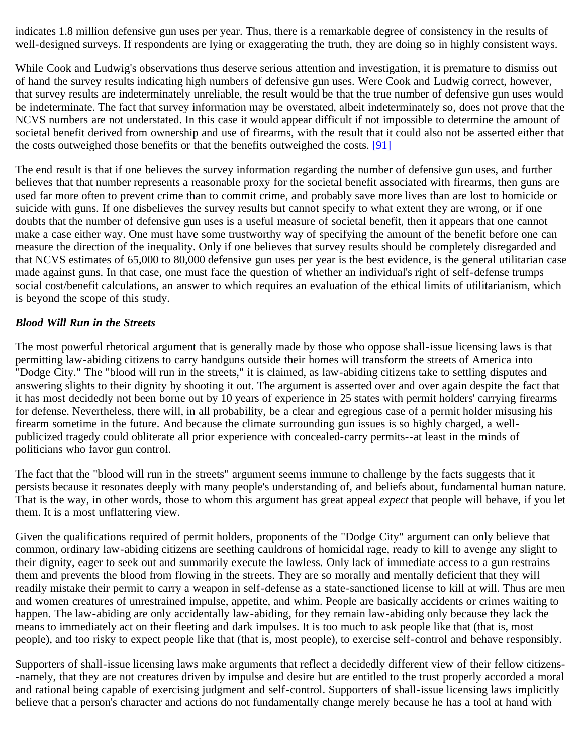indicates 1.8 million defensive gun uses per year. Thus, there is a remarkable degree of consistency in the results of well-designed surveys. If respondents are lying or exaggerating the truth, they are doing so in highly consistent ways.

While Cook and Ludwig's observations thus deserve serious attention and investigation, it is premature to dismiss out of hand the survey results indicating high numbers of defensive gun uses. Were Cook and Ludwig correct, however, that survey results are indeterminately unreliable, the result would be that the true number of defensive gun uses would be indeterminate. The fact that survey information may be overstated, albeit indeterminately so, does not prove that the NCVS numbers are not understated. In this case it would appear difficult if not impossible to determine the amount of societal benefit derived from ownership and use of firearms, with the result that it could also not be asserted either that the costs outweighed those benefits or that the benefits outweighed the costs. [91]

The end result is that if one believes the survey information regarding the number of defensive gun uses, and further believes that that number represents a reasonable proxy for the societal benefit associated with firearms, then guns are used far more often to prevent crime than to commit crime, and probably save more lives than are lost to homicide or suicide with guns. If one disbelieves the survey results but cannot specify to what extent they are wrong, or if one doubts that the number of defensive gun uses is a useful measure of societal benefit, then it appears that one cannot make a case either way. One must have some trustworthy way of specifying the amount of the benefit before one can measure the direction of the inequality. Only if one believes that survey results should be completely disregarded and that NCVS estimates of 65,000 to 80,000 defensive gun uses per year is the best evidence, is the general utilitarian case made against guns. In that case, one must face the question of whether an individual's right of self-defense trumps social cost/benefit calculations, an answer to which requires an evaluation of the ethical limits of utilitarianism, which is beyond the scope of this study.

***Blood Will Run in the Streets***

The most powerful rhetorical argument that is generally made by those who oppose shall-issue licensing laws is that permitting law-abiding citizens to carry handguns outside their homes will transform the streets of America into "Dodge City." The "blood will run in the streets," it is claimed, as law-abiding citizens take to settling disputes and answering slights to their dignity by shooting it out. The argument is asserted over and over again despite the fact that it has most decidedly not been borne out by 10 years of experience in 25 states with permit holders' carrying firearms for defense. Nevertheless, there will, in all probability, be a clear and egregious case of a permit holder misusing his firearm sometime in the future. And because the climate surrounding gun issues is so highly charged, a well-publicized tragedy could obliterate all prior experience with concealed-carry permits--at least in the minds of politicians who favor gun control.

The fact that the "blood will run in the streets" argument seems immune to challenge by the facts suggests that it persists because it resonates deeply with many people's understanding of, and beliefs about, fundamental human nature. That is the way, in other words, those to whom this argument has great appeal *expect* that people will behave, if you let them. It is a most unflattering view.

Given the qualifications required of permit holders, proponents of the "Dodge City" argument can only believe that common, ordinary law-abiding citizens are seething cauldrons of homicidal rage, ready to kill to avenge any slight to their dignity, eager to seek out and summarily execute the lawless. Only lack of immediate access to a gun restrains them and prevents the blood from flowing in the streets. They are so morally and mentally deficient that they will readily mistake their permit to carry a weapon in self-defense as a state-sanctioned license to kill at will. Thus are men and women creatures of unrestrained impulse, appetite, and whim. People are basically accidents or crimes waiting to happen. The law-abiding are only accidentally law-abiding, for they remain law-abiding only because they lack the means to immediately act on their fleeting and dark impulses. It is too much to ask people like that (that is, most people), and too risky to expect people like that (that is, most people), to exercise self-control and behave responsibly.

Supporters of shall-issue licensing laws make arguments that reflect a decidedly different view of their fellow citizens--namely, that they are not creatures driven by impulse and desire but are entitled to the trust properly accorded a moral and rational being capable of exercising judgment and self-control. Supporters of shall-issue licensing laws implicitly believe that a person's character and actions do not fundamentally change merely because he has a tool at hand with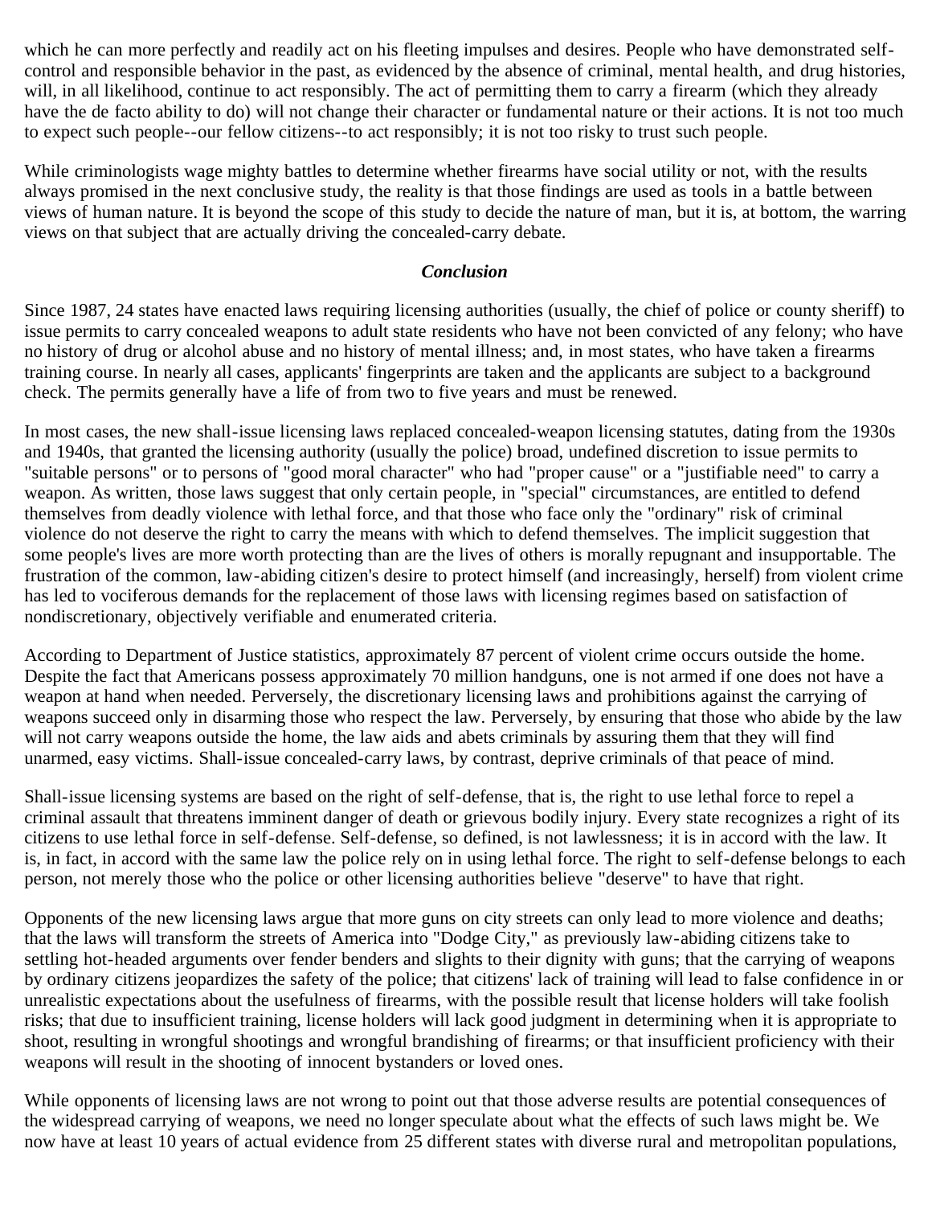which he can more perfectly and readily act on his fleeting impulses and desires. People who have demonstrated self-control and responsible behavior in the past, as evidenced by the absence of criminal, mental health, and drug histories, will, in all likelihood, continue to act responsibly. The act of permitting them to carry a firearm (which they already have the de facto ability to do) will not change their character or fundamental nature or their actions. It is not too much to expect such people--our fellow citizens--to act responsibly; it is not too risky to trust such people.

While criminologists wage mighty battles to determine whether firearms have social utility or not, with the results always promised in the next conclusive study, the reality is that those findings are used as tools in a battle between views of human nature. It is beyond the scope of this study to decide the nature of man, but it is, at bottom, the warring views on that subject that are actually driving the concealed-carry debate.

## *Conclusion*

Since 1987, 24 states have enacted laws requiring licensing authorities (usually, the chief of police or county sheriff) to issue permits to carry concealed weapons to adult state residents who have not been convicted of any felony; who have no history of drug or alcohol abuse and no history of mental illness; and, in most states, who have taken a firearms training course. In nearly all cases, applicants' fingerprints are taken and the applicants are subject to a background check. The permits generally have a life of from two to five years and must be renewed.

In most cases, the new shall-issue licensing laws replaced concealed-weapon licensing statutes, dating from the 1930s and 1940s, that granted the licensing authority (usually the police) broad, undefined discretion to issue permits to "suitable persons" or to persons of "good moral character" who had "proper cause" or a "justifiable need" to carry a weapon. As written, those laws suggest that only certain people, in "special" circumstances, are entitled to defend themselves from deadly violence with lethal force, and that those who face only the "ordinary" risk of criminal violence do not deserve the right to carry the means with which to defend themselves. The implicit suggestion that some people's lives are more worth protecting than are the lives of others is morally repugnant and insupportable. The frustration of the common, law-abiding citizen's desire to protect himself (and increasingly, herself) from violent crime has led to vociferous demands for the replacement of those laws with licensing regimes based on satisfaction of nondiscretionary, objectively verifiable and enumerated criteria.

According to Department of Justice statistics, approximately 87 percent of violent crime occurs outside the home. Despite the fact that Americans possess approximately 70 million handguns, one is not armed if one does not have a weapon at hand when needed. Perversely, the discretionary licensing laws and prohibitions against the carrying of weapons succeed only in disarming those who respect the law. Perversely, by ensuring that those who abide by the law will not carry weapons outside the home, the law aids and abets criminals by assuring them that they will find unarmed, easy victims. Shall-issue concealed-carry laws, by contrast, deprive criminals of that peace of mind.

Shall-issue licensing systems are based on the right of self-defense, that is, the right to use lethal force to repel a criminal assault that threatens imminent danger of death or grievous bodily injury. Every state recognizes a right of its citizens to use lethal force in self-defense. Self-defense, so defined, is not lawlessness; it is in accord with the law. It is, in fact, in accord with the same law the police rely on in using lethal force. The right to self-defense belongs to each person, not merely those who the police or other licensing authorities believe "deserve" to have that right.

Opponents of the new licensing laws argue that more guns on city streets can only lead to more violence and deaths; that the laws will transform the streets of America into "Dodge City," as previously law-abiding citizens take to settling hot-headed arguments over fender benders and slights to their dignity with guns; that the carrying of weapons by ordinary citizens jeopardizes the safety of the police; that citizens' lack of training will lead to false confidence in or unrealistic expectations about the usefulness of firearms, with the possible result that license holders will take foolish risks; that due to insufficient training, license holders will lack good judgment in determining when it is appropriate to shoot, resulting in wrongful shootings and wrongful brandishing of firearms; or that insufficient proficiency with their weapons will result in the shooting of innocent bystanders or loved ones.

While opponents of licensing laws are not wrong to point out that those adverse results are potential consequences of the widespread carrying of weapons, we need no longer speculate about what the effects of such laws might be. We now have at least 10 years of actual evidence from 25 different states with diverse rural and metropolitan populations,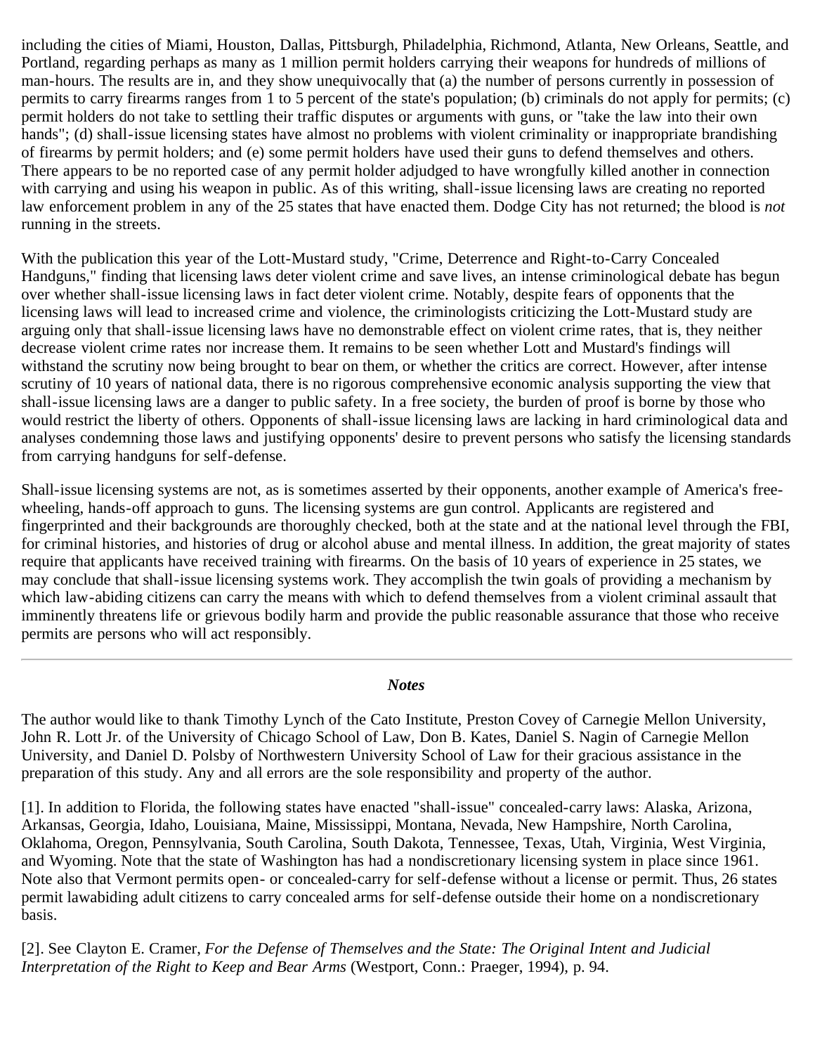including the cities of Miami, Houston, Dallas, Pittsburgh, Philadelphia, Richmond, Atlanta, New Orleans, Seattle, and Portland, regarding perhaps as many as 1 million permit holders carrying their weapons for hundreds of millions of man-hours. The results are in, and they show unequivocally that (a) the number of persons currently in possession of permits to carry firearms ranges from 1 to 5 percent of the state's population; (b) criminals do not apply for permits; (c) permit holders do not take to settling their traffic disputes or arguments with guns, or "take the law into their own hands"; (d) shall-issue licensing states have almost no problems with violent criminality or inappropriate brandishing of firearms by permit holders; and (e) some permit holders have used their guns to defend themselves and others. There appears to be no reported case of any permit holder adjudged to have wrongfully killed another in connection with carrying and using his weapon in public. As of this writing, shall-issue licensing laws are creating no reported law enforcement problem in any of the 25 states that have enacted them. Dodge City has not returned; the blood is *not* running in the streets.

With the publication this year of the Lott-Mustard study, "Crime, Deterrence and Right-to-Carry Concealed Handguns," finding that licensing laws deter violent crime and save lives, an intense criminological debate has begun over whether shall-issue licensing laws in fact deter violent crime. Notably, despite fears of opponents that the licensing laws will lead to increased crime and violence, the criminologists criticizing the Lott-Mustard study are arguing only that shall-issue licensing laws have no demonstrable effect on violent crime rates, that is, they neither decrease violent crime rates nor increase them. It remains to be seen whether Lott and Mustard's findings will withstand the scrutiny now being brought to bear on them, or whether the critics are correct. However, after intense scrutiny of 10 years of national data, there is no rigorous comprehensive economic analysis supporting the view that shall-issue licensing laws are a danger to public safety. In a free society, the burden of proof is borne by those who would restrict the liberty of others. Opponents of shall-issue licensing laws are lacking in hard criminological data and analyses condemning those laws and justifying opponents' desire to prevent persons who satisfy the licensing standards from carrying handguns for self-defense.

Shall-issue licensing systems are not, as is sometimes asserted by their opponents, another example of America's free-wheeling, hands-off approach to guns. The licensing systems are gun control. Applicants are registered and fingerprinted and their backgrounds are thoroughly checked, both at the state and at the national level through the FBI, for criminal histories, and histories of drug or alcohol abuse and mental illness. In addition, the great majority of states require that applicants have received training with firearms. On the basis of 10 years of experience in 25 states, we may conclude that shall-issue licensing systems work. They accomplish the twin goals of providing a mechanism by which law-abiding citizens can carry the means with which to defend themselves from a violent criminal assault that imminently threatens life or grievous bodily harm and provide the public reasonable assurance that those who receive permits are persons who will act responsibly.

---

### *Notes*

The author would like to thank Timothy Lynch of the Cato Institute, Preston Covey of Carnegie Mellon University, John R. Lott Jr. of the University of Chicago School of Law, Don B. Kates, Daniel S. Nagin of Carnegie Mellon University, and Daniel D. Polsby of Northwestern University School of Law for their gracious assistance in the preparation of this study. Any and all errors are the sole responsibility and property of the author.

[1]. In addition to Florida, the following states have enacted "shall-issue" concealed-carry laws: Alaska, Arizona, Arkansas, Georgia, Idaho, Louisiana, Maine, Mississippi, Montana, Nevada, New Hampshire, North Carolina, Oklahoma, Oregon, Pennsylvania, South Carolina, South Dakota, Tennessee, Texas, Utah, Virginia, West Virginia, and Wyoming. Note that the state of Washington has had a nondiscretionary licensing system in place since 1961. Note also that Vermont permits open- or concealed-carry for self-defense without a license or permit. Thus, 26 states permit lawabiding adult citizens to carry concealed arms for self-defense outside their home on a nondiscretionary basis.

[2]. See Clayton E. Cramer, *For the Defense of Themselves and the State: The Original Intent and Judicial Interpretation of the Right to Keep and Bear Arms* (Westport, Conn.: Praeger, 1994), p. 94.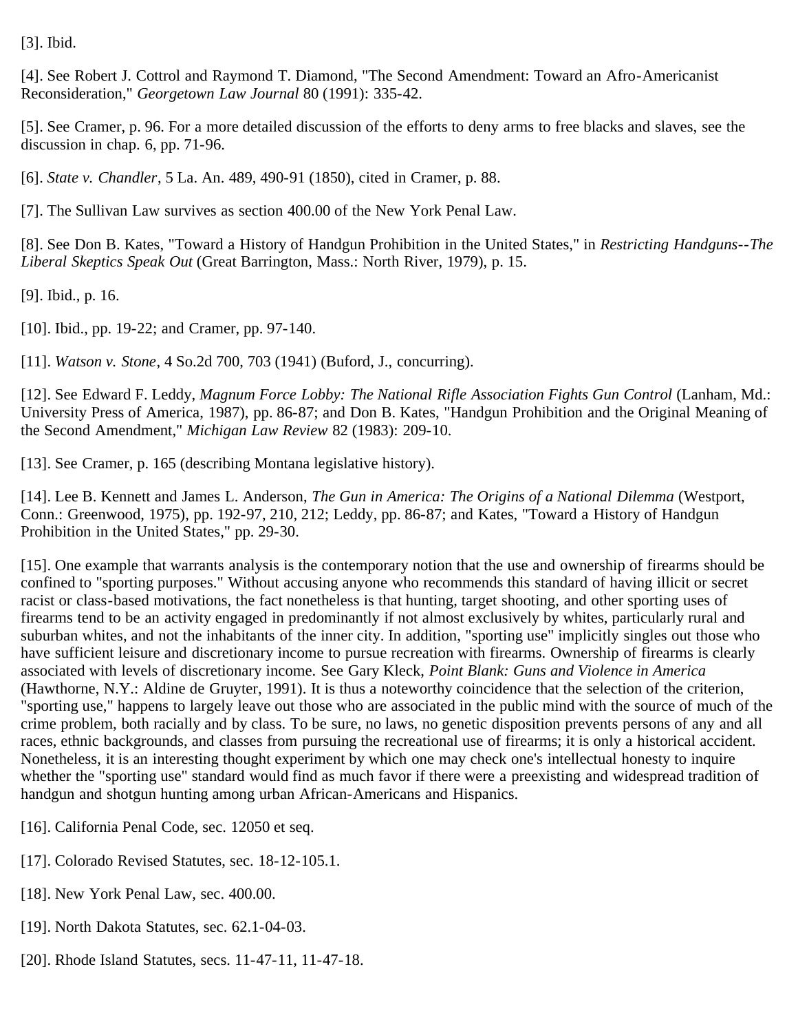[3]. Ibid.

[4]. See Robert J. Cottrol and Raymond T. Diamond, "The Second Amendment: Toward an Afro-Americanist Reconsideration," *Georgetown Law Journal* 80 (1991): 335-42.

[5]. See Cramer, p. 96. For a more detailed discussion of the efforts to deny arms to free blacks and slaves, see the discussion in chap. 6, pp. 71-96.

[6]. *State v. Chandler*, 5 La. An. 489, 490-91 (1850), cited in Cramer, p. 88.

[7]. The Sullivan Law survives as section 400.00 of the New York Penal Law.

[8]. See Don B. Kates, "Toward a History of Handgun Prohibition in the United States," in *Restricting Handguns--The Liberal Skeptics Speak Out* (Great Barrington, Mass.: North River, 1979), p. 15.

[9]. Ibid., p. 16.

[10]. Ibid., pp. 19-22; and Cramer, pp. 97-140.

[11]. *Watson v. Stone*, 4 So.2d 700, 703 (1941) (Buford, J., concurring).

[12]. See Edward F. Leddy, *Magnum Force Lobby: The National Rifle Association Fights Gun Control* (Lanham, Md.: University Press of America, 1987), pp. 86-87; and Don B. Kates, "Handgun Prohibition and the Original Meaning of the Second Amendment," *Michigan Law Review* 82 (1983): 209-10.

[13]. See Cramer, p. 165 (describing Montana legislative history).

[14]. Lee B. Kennett and James L. Anderson, *The Gun in America: The Origins of a National Dilemma* (Westport, Conn.: Greenwood, 1975), pp. 192-97, 210, 212; Leddy, pp. 86-87; and Kates, "Toward a History of Handgun Prohibition in the United States," pp. 29-30.

[15]. One example that warrants analysis is the contemporary notion that the use and ownership of firearms should be confined to "sporting purposes." Without accusing anyone who recommends this standard of having illicit or secret racist or class-based motivations, the fact nonetheless is that hunting, target shooting, and other sporting uses of firearms tend to be an activity engaged in predominantly if not almost exclusively by whites, particularly rural and suburban whites, and not the inhabitants of the inner city. In addition, "sporting use" implicitly singles out those who have sufficient leisure and discretionary income to pursue recreation with firearms. Ownership of firearms is clearly associated with levels of discretionary income. See Gary Kleck, *Point Blank: Guns and Violence in America* (Hawthorne, N.Y.: Aldine de Gruyter, 1991). It is thus a noteworthy coincidence that the selection of the criterion, "sporting use," happens to largely leave out those who are associated in the public mind with the source of much of the crime problem, both racially and by class. To be sure, no laws, no genetic disposition prevents persons of any and all races, ethnic backgrounds, and classes from pursuing the recreational use of firearms; it is only a historical accident. Nonetheless, it is an interesting thought experiment by which one may check one's intellectual honesty to inquire whether the "sporting use" standard would find as much favor if there were a preexisting and widespread tradition of handgun and shotgun hunting among urban African-Americans and Hispanics.

[16]. California Penal Code, sec. 12050 et seq.

[17]. Colorado Revised Statutes, sec. 18-12-105.1.

[18]. New York Penal Law, sec. 400.00.

[19]. North Dakota Statutes, sec. 62.1-04-03.

[20]. Rhode Island Statutes, secs. 11-47-11, 11-47-18.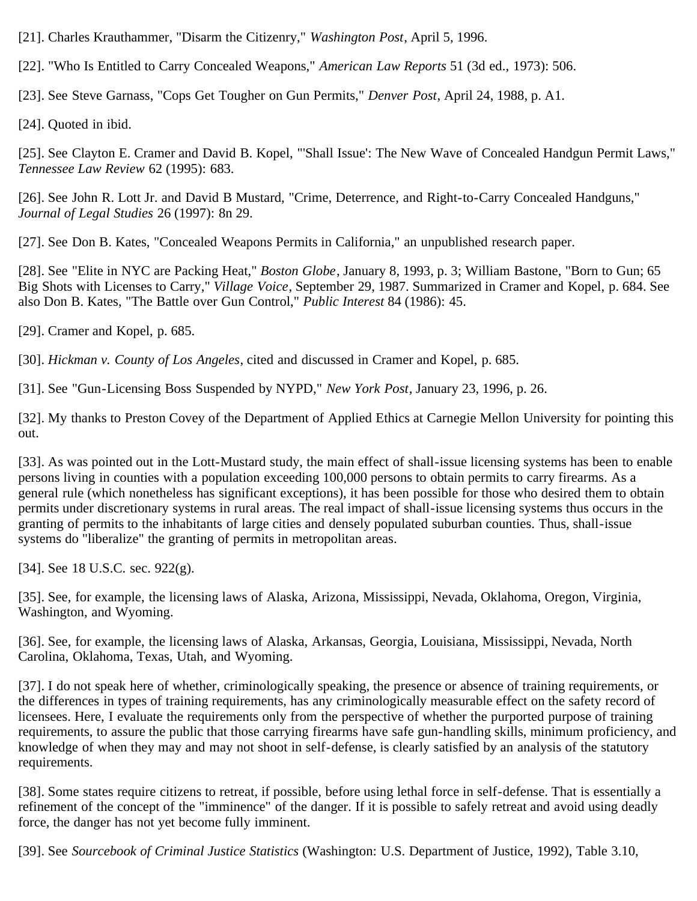[21]. Charles Krauthammer, "Disarm the Citizenry," *Washington Post*, April 5, 1996.

[22]. "Who Is Entitled to Carry Concealed Weapons," *American Law Reports* 51 (3d ed., 1973): 506.

[23]. See Steve Garnass, "Cops Get Tougher on Gun Permits," *Denver Post*, April 24, 1988, p. A1.

[24]. Quoted in ibid.

[25]. See Clayton E. Cramer and David B. Kopel, "'Shall Issue': The New Wave of Concealed Handgun Permit Laws," *Tennessee Law Review* 62 (1995): 683.

[26]. See John R. Lott Jr. and David B Mustard, "Crime, Deterrence, and Right-to-Carry Concealed Handguns," *Journal of Legal Studies* 26 (1997): 8n 29.

[27]. See Don B. Kates, "Concealed Weapons Permits in California," an unpublished research paper.

[28]. See "Elite in NYC are Packing Heat," *Boston Globe*, January 8, 1993, p. 3; William Bastone, "Born to Gun; 65 Big Shots with Licenses to Carry," *Village Voice*, September 29, 1987. Summarized in Cramer and Kopel, p. 684. See also Don B. Kates, "The Battle over Gun Control," *Public Interest* 84 (1986): 45.

[29]. Cramer and Kopel, p. 685.

[30]. *Hickman v. County of Los Angeles*, cited and discussed in Cramer and Kopel, p. 685.

[31]. See "Gun-Licensing Boss Suspended by NYPD," *New York Post*, January 23, 1996, p. 26.

[32]. My thanks to Preston Covey of the Department of Applied Ethics at Carnegie Mellon University for pointing this out.

[33]. As was pointed out in the Lott-Mustard study, the main effect of shall-issue licensing systems has been to enable persons living in counties with a population exceeding 100,000 persons to obtain permits to carry firearms. As a general rule (which nonetheless has significant exceptions), it has been possible for those who desired them to obtain permits under discretionary systems in rural areas. The real impact of shall-issue licensing systems thus occurs in the granting of permits to the inhabitants of large cities and densely populated suburban counties. Thus, shall-issue systems do "liberalize" the granting of permits in metropolitan areas.

[34]. See 18 U.S.C. sec. 922(g).

[35]. See, for example, the licensing laws of Alaska, Arizona, Mississippi, Nevada, Oklahoma, Oregon, Virginia, Washington, and Wyoming.

[36]. See, for example, the licensing laws of Alaska, Arkansas, Georgia, Louisiana, Mississippi, Nevada, North Carolina, Oklahoma, Texas, Utah, and Wyoming.

[37]. I do not speak here of whether, criminologically speaking, the presence or absence of training requirements, or the differences in types of training requirements, has any criminologically measurable effect on the safety record of licensees. Here, I evaluate the requirements only from the perspective of whether the purported purpose of training requirements, to assure the public that those carrying firearms have safe gun-handling skills, minimum proficiency, and knowledge of when they may and may not shoot in self-defense, is clearly satisfied by an analysis of the statutory requirements.

[38]. Some states require citizens to retreat, if possible, before using lethal force in self-defense. That is essentially a refinement of the concept of the "imminence" of the danger. If it is possible to safely retreat and avoid using deadly force, the danger has not yet become fully imminent.

[39]. See *Sourcebook of Criminal Justice Statistics* (Washington: U.S. Department of Justice, 1992), Table 3.10,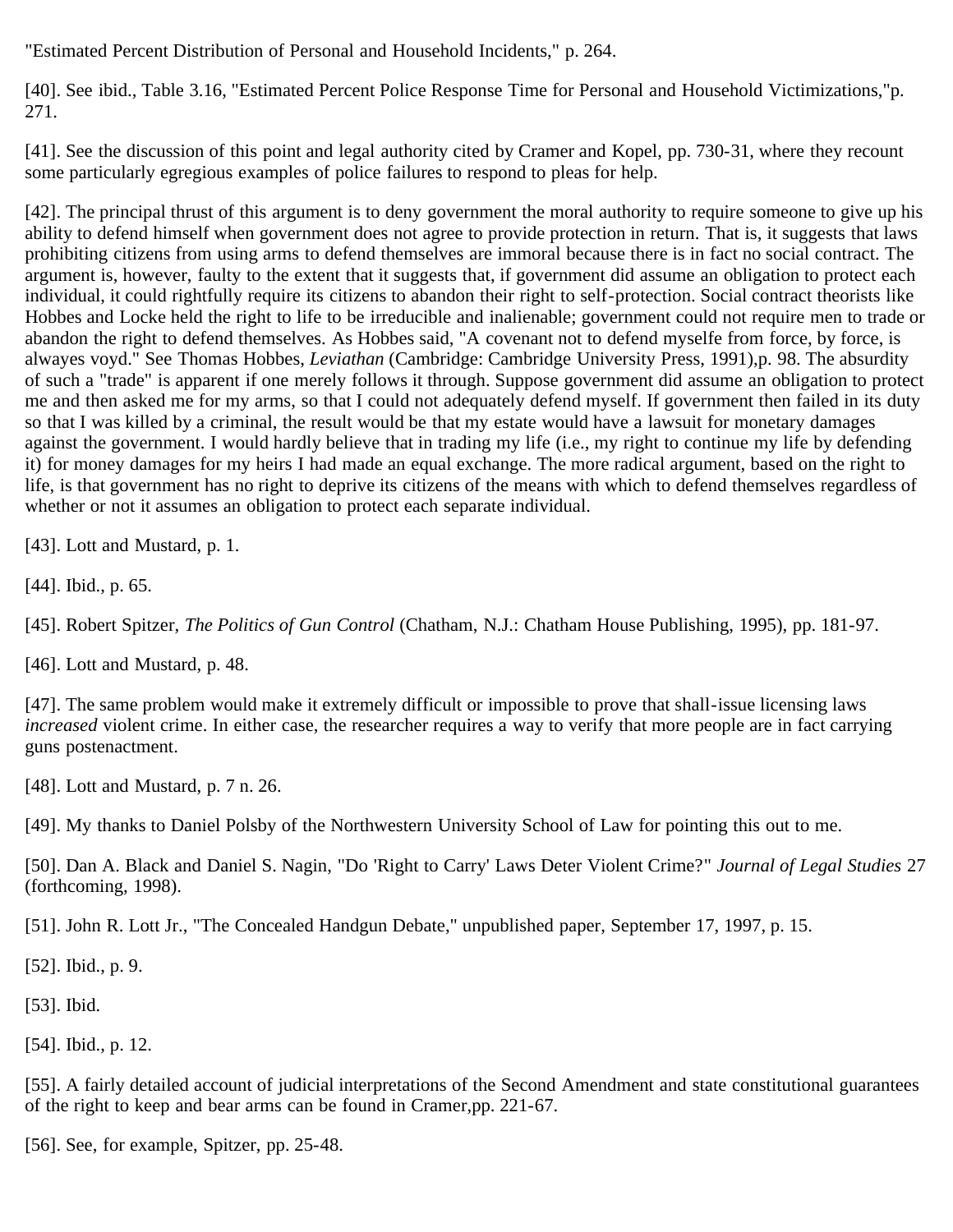"Estimated Percent Distribution of Personal and Household Incidents," p. 264.

[40]. See ibid., Table 3.16, "Estimated Percent Police Response Time for Personal and Household Victimizations,"p. 271.

[41]. See the discussion of this point and legal authority cited by Cramer and Kopel, pp. 730-31, where they recount some particularly egregious examples of police failures to respond to pleas for help.

[42]. The principal thrust of this argument is to deny government the moral authority to require someone to give up his ability to defend himself when government does not agree to provide protection in return. That is, it suggests that laws prohibiting citizens from using arms to defend themselves are immoral because there is in fact no social contract. The argument is, however, faulty to the extent that it suggests that, if government did assume an obligation to protect each individual, it could rightfully require its citizens to abandon their right to self-protection. Social contract theorists like Hobbes and Locke held the right to life to be irreducible and inalienable; government could not require men to trade or abandon the right to defend themselves. As Hobbes said, "A covenant not to defend myselfe from force, by force, is alwayes voyd." See Thomas Hobbes, *Leviathan* (Cambridge: Cambridge University Press, 1991),p. 98. The absurdity of such a "trade" is apparent if one merely follows it through. Suppose government did assume an obligation to protect me and then asked me for my arms, so that I could not adequately defend myself. If government then failed in its duty so that I was killed by a criminal, the result would be that my estate would have a lawsuit for monetary damages against the government. I would hardly believe that in trading my life (i.e., my right to continue my life by defending it) for money damages for my heirs I had made an equal exchange. The more radical argument, based on the right to life, is that government has no right to deprive its citizens of the means with which to defend themselves regardless of whether or not it assumes an obligation to protect each separate individual.

[43]. Lott and Mustard, p. 1.

[44]. Ibid., p. 65.

[45]. Robert Spitzer, *The Politics of Gun Control* (Chatham, N.J.: Chatham House Publishing, 1995), pp. 181-97.

[46]. Lott and Mustard, p. 48.

[47]. The same problem would make it extremely difficult or impossible to prove that shall-issue licensing laws *increased* violent crime. In either case, the researcher requires a way to verify that more people are in fact carrying guns postenactment.

[48]. Lott and Mustard, p. 7 n. 26.

[49]. My thanks to Daniel Polsby of the Northwestern University School of Law for pointing this out to me.

[50]. Dan A. Black and Daniel S. Nagin, "Do 'Right to Carry' Laws Deter Violent Crime?" *Journal of Legal Studies* 27 (forthcoming, 1998).

[51]. John R. Lott Jr., "The Concealed Handgun Debate," unpublished paper, September 17, 1997, p. 15.

[52]. Ibid., p. 9.

[53]. Ibid.

[54]. Ibid., p. 12.

[55]. A fairly detailed account of judicial interpretations of the Second Amendment and state constitutional guarantees of the right to keep and bear arms can be found in Cramer,pp. 221-67.

[56]. See, for example, Spitzer, pp. 25-48.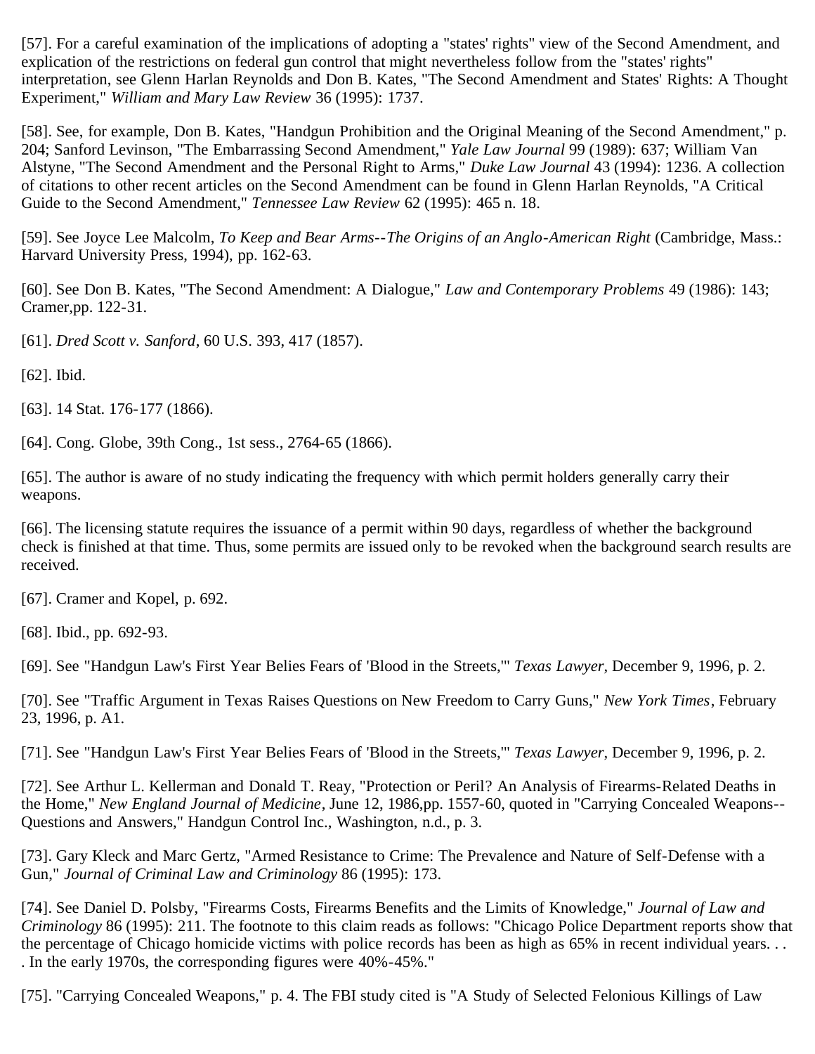[57]. For a careful examination of the implications of adopting a "states' rights" view of the Second Amendment, and explication of the restrictions on federal gun control that might nevertheless follow from the "states' rights" interpretation, see Glenn Harlan Reynolds and Don B. Kates, "The Second Amendment and States' Rights: A Thought Experiment," *William and Mary Law Review* 36 (1995): 1737.

[58]. See, for example, Don B. Kates, "Handgun Prohibition and the Original Meaning of the Second Amendment," p. 204; Sanford Levinson, "The Embarrassing Second Amendment," *Yale Law Journal* 99 (1989): 637; William Van Alstyne, "The Second Amendment and the Personal Right to Arms," *Duke Law Journal* 43 (1994): 1236. A collection of citations to other recent articles on the Second Amendment can be found in Glenn Harlan Reynolds, "A Critical Guide to the Second Amendment," *Tennessee Law Review* 62 (1995): 465 n. 18.

[59]. See Joyce Lee Malcolm, *To Keep and Bear Arms--The Origins of an Anglo-American Right* (Cambridge, Mass.: Harvard University Press, 1994), pp. 162-63.

[60]. See Don B. Kates, "The Second Amendment: A Dialogue," *Law and Contemporary Problems* 49 (1986): 143; Cramer,pp. 122-31.

[61]. *Dred Scott v. Sanford*, 60 U.S. 393, 417 (1857).

[62]. Ibid.

[63]. 14 Stat. 176-177 (1866).

[64]. Cong. Globe, 39th Cong., 1st sess., 2764-65 (1866).

[65]. The author is aware of no study indicating the frequency with which permit holders generally carry their weapons.

[66]. The licensing statute requires the issuance of a permit within 90 days, regardless of whether the background check is finished at that time. Thus, some permits are issued only to be revoked when the background search results are received.

[67]. Cramer and Kopel, p. 692.

[68]. Ibid., pp. 692-93.

[69]. See "Handgun Law's First Year Belies Fears of 'Blood in the Streets,'" *Texas Lawyer*, December 9, 1996, p. 2.

[70]. See "Traffic Argument in Texas Raises Questions on New Freedom to Carry Guns," *New York Times*, February 23, 1996, p. A1.

[71]. See "Handgun Law's First Year Belies Fears of 'Blood in the Streets,'" *Texas Lawyer*, December 9, 1996, p. 2.

[72]. See Arthur L. Kellerman and Donald T. Reay, "Protection or Peril? An Analysis of Firearms-Related Deaths in the Home," *New England Journal of Medicine*, June 12, 1986,pp. 1557-60, quoted in "Carrying Concealed Weapons--Questions and Answers," Handgun Control Inc., Washington, n.d., p. 3.

[73]. Gary Kleck and Marc Gertz, "Armed Resistance to Crime: The Prevalence and Nature of Self-Defense with a Gun," *Journal of Criminal Law and Criminology* 86 (1995): 173.

[74]. See Daniel D. Polsby, "Firearms Costs, Firearms Benefits and the Limits of Knowledge," *Journal of Law and Criminology* 86 (1995): 211. The footnote to this claim reads as follows: "Chicago Police Department reports show that the percentage of Chicago homicide victims with police records has been as high as 65% in recent individual years. . . . In the early 1970s, the corresponding figures were 40%-45%."

[75]. "Carrying Concealed Weapons," p. 4. The FBI study cited is "A Study of Selected Felonious Killings of Law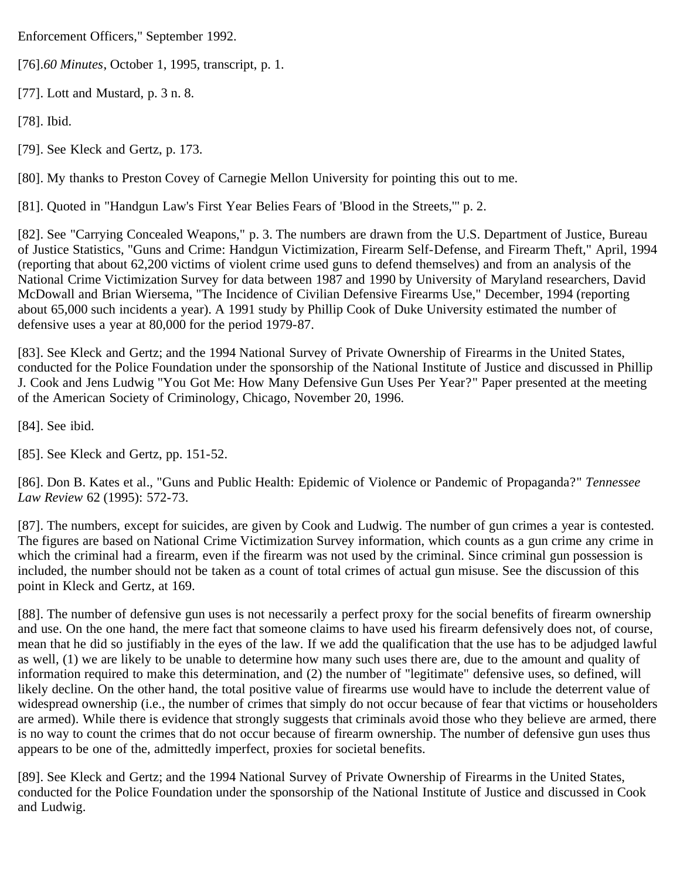Enforcement Officers," September 1992.

[76]. *60 Minutes*, October 1, 1995, transcript, p. 1.

[77]. Lott and Mustard, p. 3 n. 8.

[78]. Ibid.

[79]. See Kleck and Gertz, p. 173.

[80]. My thanks to Preston Covey of Carnegie Mellon University for pointing this out to me.

[81]. Quoted in "Handgun Law's First Year Belies Fears of 'Blood in the Streets,'" p. 2.

[82]. See "Carrying Concealed Weapons," p. 3. The numbers are drawn from the U.S. Department of Justice, Bureau of Justice Statistics, "Guns and Crime: Handgun Victimization, Firearm Self-Defense, and Firearm Theft," April, 1994 (reporting that about 62,200 victims of violent crime used guns to defend themselves) and from an analysis of the National Crime Victimization Survey for data between 1987 and 1990 by University of Maryland researchers, David McDowall and Brian Wiersema, "The Incidence of Civilian Defensive Firearms Use," December, 1994 (reporting about 65,000 such incidents a year). A 1991 study by Phillip Cook of Duke University estimated the number of defensive uses a year at 80,000 for the period 1979-87.

[83]. See Kleck and Gertz; and the 1994 National Survey of Private Ownership of Firearms in the United States, conducted for the Police Foundation under the sponsorship of the National Institute of Justice and discussed in Phillip J. Cook and Jens Ludwig "You Got Me: How Many Defensive Gun Uses Per Year?" Paper presented at the meeting of the American Society of Criminology, Chicago, November 20, 1996.

[84]. See ibid.

[85]. See Kleck and Gertz, pp. 151-52.

[86]. Don B. Kates et al., "Guns and Public Health: Epidemic of Violence or Pandemic of Propaganda?" *Tennessee Law Review* 62 (1995): 572-73.

[87]. The numbers, except for suicides, are given by Cook and Ludwig. The number of gun crimes a year is contested. The figures are based on National Crime Victimization Survey information, which counts as a gun crime any crime in which the criminal had a firearm, even if the firearm was not used by the criminal. Since criminal gun possession is included, the number should not be taken as a count of total crimes of actual gun misuse. See the discussion of this point in Kleck and Gertz, at 169.

[88]. The number of defensive gun uses is not necessarily a perfect proxy for the social benefits of firearm ownership and use. On the one hand, the mere fact that someone claims to have used his firearm defensively does not, of course, mean that he did so justifiably in the eyes of the law. If we add the qualification that the use has to be adjudged lawful as well, (1) we are likely to be unable to determine how many such uses there are, due to the amount and quality of information required to make this determination, and (2) the number of "legitimate" defensive uses, so defined, will likely decline. On the other hand, the total positive value of firearms use would have to include the deterrent value of widespread ownership (i.e., the number of crimes that simply do not occur because of fear that victims or householders are armed). While there is evidence that strongly suggests that criminals avoid those who they believe are armed, there is no way to count the crimes that do not occur because of firearm ownership. The number of defensive gun uses thus appears to be one of the, admittedly imperfect, proxies for societal benefits.

[89]. See Kleck and Gertz; and the 1994 National Survey of Private Ownership of Firearms in the United States, conducted for the Police Foundation under the sponsorship of the National Institute of Justice and discussed in Cook and Ludwig.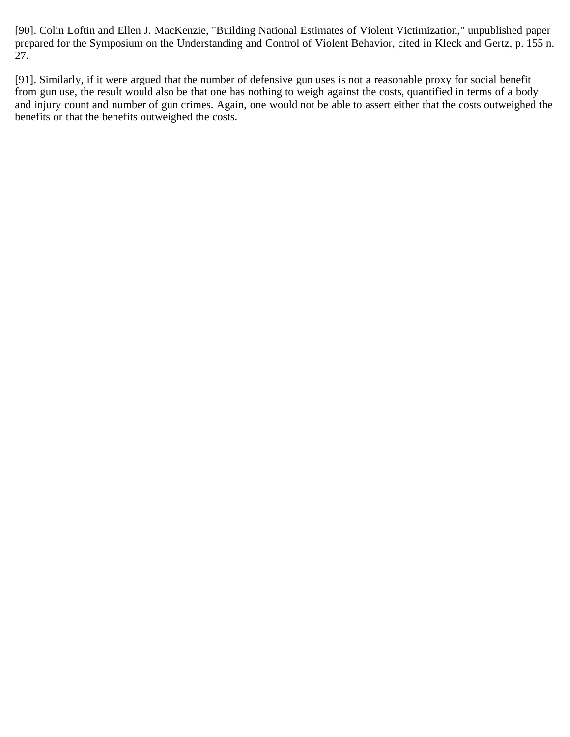[90]. Colin Loftin and Ellen J. MacKenzie, "Building National Estimates of Violent Victimization," unpublished paper prepared for the Symposium on the Understanding and Control of Violent Behavior, cited in Kleck and Gertz, p. 155 n. 27.

[91]. Similarly, if it were argued that the number of defensive gun uses is not a reasonable proxy for social benefit from gun use, the result would also be that one has nothing to weigh against the costs, quantified in terms of a body and injury count and number of gun crimes. Again, one would not be able to assert either that the costs outweighed the benefits or that the benefits outweighed the costs.